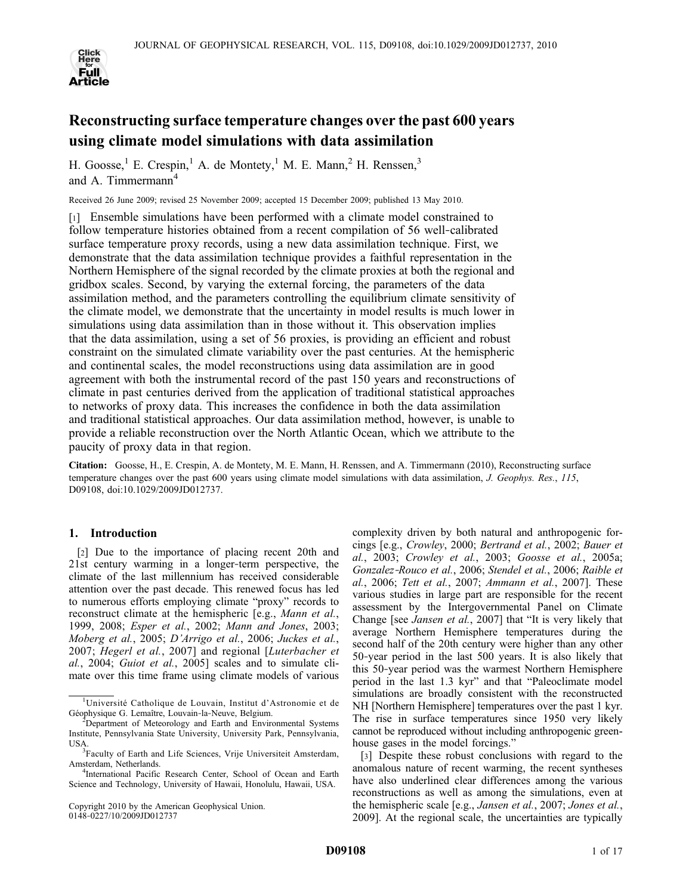# Reconstructing surface temperature changes over the past 600 years using climate model simulations with data assimilation

H. Goosse,[1] E. Crespin,[1] A. de Montety,[1] M. E. Mann,[2] H. Renssen,[3] and A. Timmermann[4]

Received 26 June 2009; revised 25 November 2009; accepted 15 December 2009; published 13 May 2010.

[1] Ensemble simulations have been performed with a climate model constrained to follow temperature histories obtained from a recent compilation of 56 well-calibrated surface temperature proxy records, using a new data assimilation technique. First, we demonstrate that the data assimilation technique provides a faithful representation in the Northern Hemisphere of the signal recorded by the climate proxies at both the regional and gridbox scales. Second, by varying the external forcing, the parameters of the data assimilation method, and the parameters controlling the equilibrium climate sensitivity of the climate model, we demonstrate that the uncertainty in model results is much lower in simulations using data assimilation than in those without it. This observation implies that the data assimilation, using a set of 56 proxies, is providing an efficient and robust constraint on the simulated climate variability over the past centuries. At the hemispheric and continental scales, the model reconstructions using data assimilation are in good agreement with both the instrumental record of the past 150 years and reconstructions of climate in past centuries derived from the application of traditional statistical approaches to networks of proxy data. This increases the confidence in both the data assimilation and traditional statistical approaches. Our data assimilation method, however, is unable to provide a reliable reconstruction over the North Atlantic Ocean, which we attribute to the paucity of proxy data in that region.

**Citation:** Goosse, H., E. Crespin, A. de Montety, M. E. Mann, H. Renssen, and A. Timmermann (2010), Reconstructing surface temperature changes over the past 600 years using climate model simulations with data assimilation, *J. Geophys. Res.*, *115*, D09108, doi:10.1029/2009JD012737.

## 1. Introduction

[2] Due to the importance of placing recent 20th and 21st century warming in a longer-term perspective, the climate of the last millennium has received considerable attention over the past decade. This renewed focus has led to numerous efforts employing climate "proxy" records to reconstruct climate at the hemispheric [e.g., *Mann et al.*, 1999, 2008; *Esper et al.*, 2002; *Mann and Jones*, 2003; *Moberg et al.*, 2005; *D'Arrigo et al.*, 2006; *Juckes et al.*, 2007; *Hegerl et al.*, 2007] and regional [*Luterbacher et al.*, 2004; *Guiot et al.*, 2005] scales and to simulate climate over this time frame using climate models of various complexity driven by both natural and anthropogenic forcings [e.g., *Crowley*, 2000; *Bertrand et al.*, 2002; *Bauer et al.*, 2003; *Crowley et al.*, 2003; *Goosse et al.*, 2005a; *Gonzalez-Rouco et al.*, 2006; *Stendel et al.*, 2006; *Raible et al.*, 2006; *Tett et al.*, 2007; *Ammann et al.*, 2007]. These various studies in large part are responsible for the recent assessment by the Intergovernmental Panel on Climate Change [see *Jansen et al.*, 2007] that "It is very likely that average Northern Hemisphere temperatures during the second half of the 20th century were higher than any other 50-year period in the last 500 years. It is also likely that this 50-year period was the warmest Northern Hemisphere period in the last 1.3 kyr" and that "Paleoclimate model simulations are broadly consistent with the reconstructed NH [Northern Hemisphere] temperatures over the past 1 kyr. The rise in surface temperatures since 1950 very likely cannot be reproduced without including anthropogenic greenhouse gases in the model forcings."

[3] Despite these robust conclusions with regard to the anomalous nature of recent warming, the recent syntheses have also underlined clear differences among the various reconstructions as well as among the simulations, even at the hemispheric scale [e.g., *Jansen et al.*, 2007; *Jones et al.*, 2009]. At the regional scale, the uncertainties are typically

---

[1] Université Catholique de Louvain, Institut d'Astronomie et de Géophysique G. Lemaître, Louvain-la-Neuve, Belgium.

[2] Department of Meteorology and Earth and Environmental Systems Institute, Pennsylvania State University, University Park, Pennsylvania, USA.

[3] Faculty of Earth and Life Sciences, Vrije Universiteit Amsterdam, Amsterdam, Netherlands.

[4] International Pacific Research Center, School of Ocean and Earth Science and Technology, University of Hawaii, Honolulu, Hawaii, USA.

Copyright 2010 by the American Geophysical Union.
0148-0227/10/2009JD012737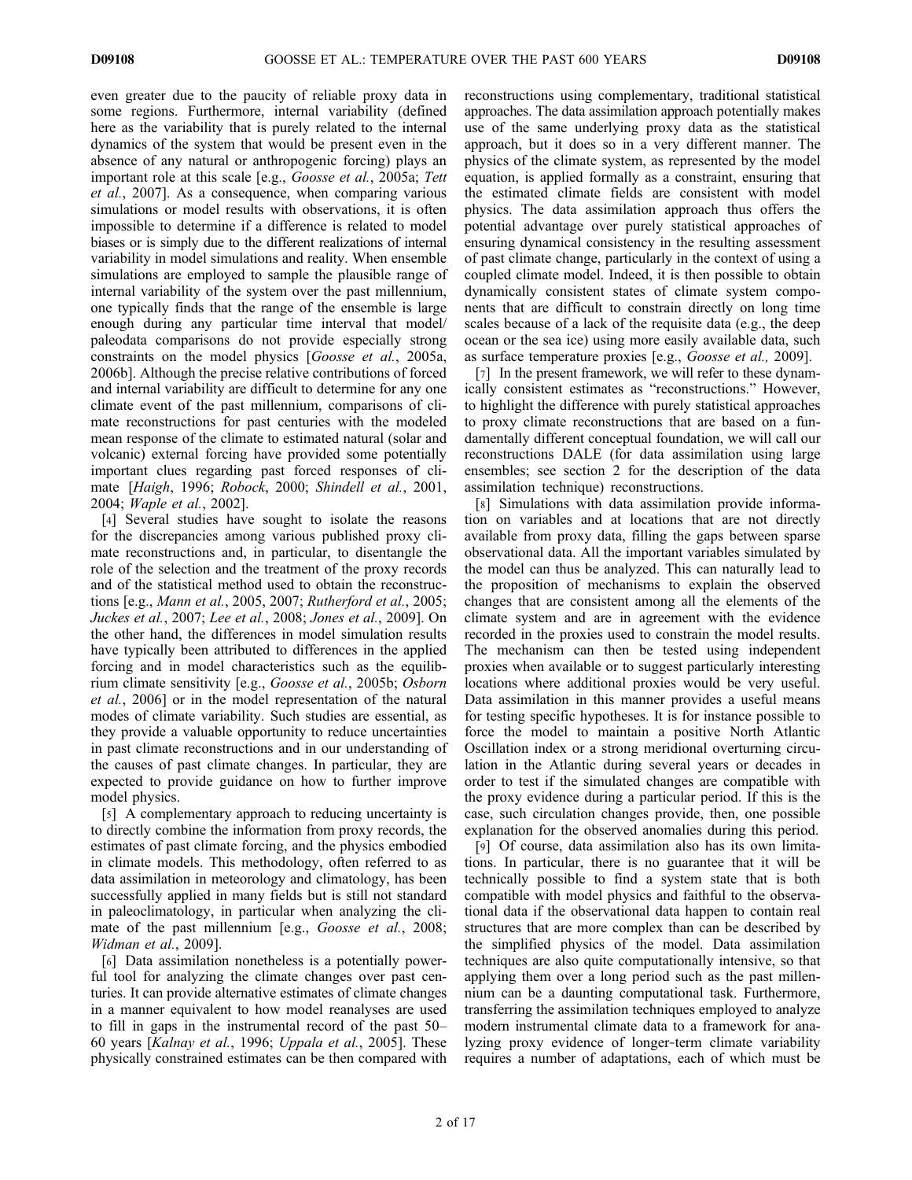even greater due to the paucity of reliable proxy data in some regions. Furthermore, internal variability (defined here as the variability that is purely related to the internal dynamics of the system that would be present even in the absence of any natural or anthropogenic forcing) plays an important role at this scale [e.g., *Goosse et al.*, 2005a; *Tett et al.*, 2007]. As a consequence, when comparing various simulations or model results with observations, it is often impossible to determine if a difference is related to model biases or is simply due to the different realizations of internal variability in model simulations and reality. When ensemble simulations are employed to sample the plausible range of internal variability of the system over the past millennium, one typically finds that the range of the ensemble is large enough during any particular time interval that model/paleodata comparisons do not provide especially strong constraints on the model physics [*Goosse et al.*, 2005a, 2006b]. Although the precise relative contributions of forced and internal variability are difficult to determine for any one climate event of the past millennium, comparisons of climate reconstructions for past centuries with the modeled mean response of the climate to estimated natural (solar and volcanic) external forcing have provided some potentially important clues regarding past forced responses of climate [*Haigh*, 1996; *Robock*, 2000; *Shindell et al.*, 2001, 2004; *Waple et al.*, 2002].

[4] Several studies have sought to isolate the reasons for the discrepancies among various published proxy climate reconstructions and, in particular, to disentangle the role of the selection and the treatment of the proxy records and of the statistical method used to obtain the reconstructions [e.g., *Mann et al.*, 2005, 2007; *Rutherford et al.*, 2005; *Juckes et al.*, 2007; *Lee et al.*, 2008; *Jones et al.*, 2009]. On the other hand, the differences in model simulation results have typically been attributed to differences in the applied forcing and in model characteristics such as the equilibrium climate sensitivity [e.g., *Goosse et al.*, 2005b; *Osborn et al.*, 2006] or in the model representation of the natural modes of climate variability. Such studies are essential, as they provide a valuable opportunity to reduce uncertainties in past climate reconstructions and in our understanding of the causes of past climate changes. In particular, they are expected to provide guidance on how to further improve model physics.

[5] A complementary approach to reducing uncertainty is to directly combine the information from proxy records, the estimates of past climate forcing, and the physics embodied in climate models. This methodology, often referred to as data assimilation in meteorology and climatology, has been successfully applied in many fields but is still not standard in paleoclimatology, in particular when analyzing the climate of the past millennium [e.g., *Goosse et al.*, 2008; *Widman et al.*, 2009].

[6] Data assimilation nonetheless is a potentially powerful tool for analyzing the climate changes over past centuries. It can provide alternative estimates of climate changes in a manner equivalent to how model reanalyses are used to fill in gaps in the instrumental record of the past 50–60 years [*Kalnay et al.*, 1996; *Uppala et al.*, 2005]. These physically constrained estimates can be then compared with reconstructions using complementary, traditional statistical approaches. The data assimilation approach potentially makes use of the same underlying proxy data as the statistical approach, but it does so in a very different manner. The physics of the climate system, as represented by the model equation, is applied formally as a constraint, ensuring that the estimated climate fields are consistent with model physics. The data assimilation approach thus offers the potential advantage over purely statistical approaches of ensuring dynamical consistency in the resulting assessment of past climate change, particularly in the context of using a coupled climate model. Indeed, it is then possible to obtain dynamically consistent states of climate system components that are difficult to constrain directly on long time scales because of a lack of the requisite data (e.g., the deep ocean or the sea ice) using more easily available data, such as surface temperature proxies [e.g., *Goosse et al.,* 2009].

[7] In the present framework, we will refer to these dynamically consistent estimates as "reconstructions." However, to highlight the difference with purely statistical approaches to proxy climate reconstructions that are based on a fundamentally different conceptual foundation, we will call our reconstructions DALE (for data assimilation using large ensembles; see section 2 for the description of the data assimilation technique) reconstructions.

[8] Simulations with data assimilation provide information on variables and at locations that are not directly available from proxy data, filling the gaps between sparse observational data. All the important variables simulated by the model can thus be analyzed. This can naturally lead to the proposition of mechanisms to explain the observed changes that are consistent among all the elements of the climate system and are in agreement with the evidence recorded in the proxies used to constrain the model results. The mechanism can then be tested using independent proxies when available or to suggest particularly interesting locations where additional proxies would be very useful. Data assimilation in this manner provides a useful means for testing specific hypotheses. It is for instance possible to force the model to maintain a positive North Atlantic Oscillation index or a strong meridional overturning circulation in the Atlantic during several years or decades in order to test if the simulated changes are compatible with the proxy evidence during a particular period. If this is the case, such circulation changes provide, then, one possible explanation for the observed anomalies during this period.

[9] Of course, data assimilation also has its own limitations. In particular, there is no guarantee that it will be technically possible to find a system state that is both compatible with model physics and faithful to the observational data if the observational data happen to contain real structures that are more complex than can be described by the simplified physics of the model. Data assimilation techniques are also quite computationally intensive, so that applying them over a long period such as the past millennium can be a daunting computational task. Furthermore, transferring the assimilation techniques employed to analyze modern instrumental climate data to a framework for analyzing proxy evidence of longer-term climate variability requires a number of adaptations, each of which must be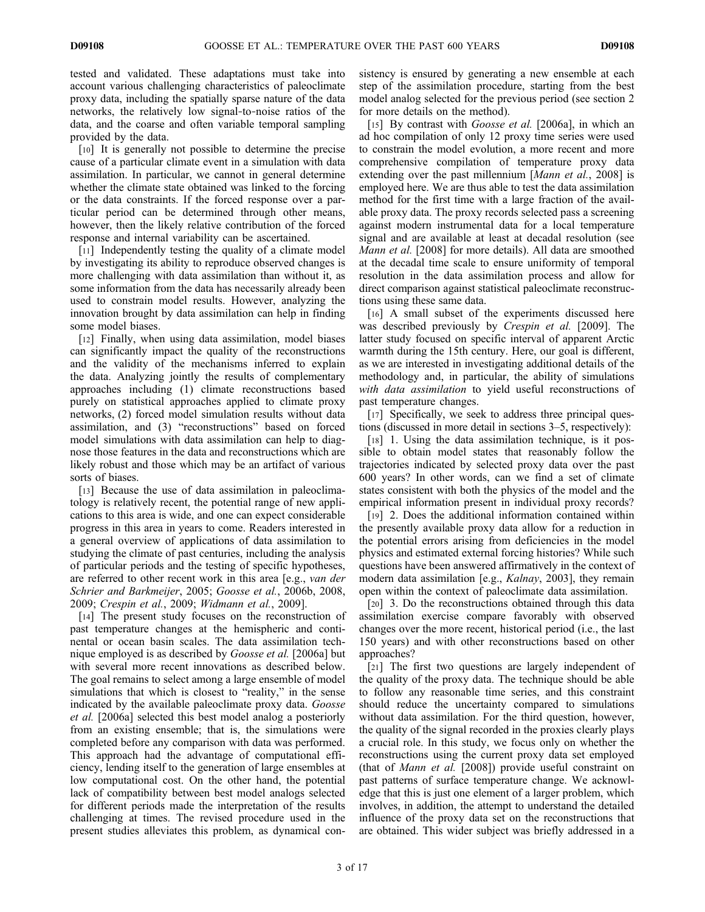tested and validated. These adaptations must take into account various challenging characteristics of paleoclimate proxy data, including the spatially sparse nature of the data networks, the relatively low signal-to-noise ratios of the data, and the coarse and often variable temporal sampling provided by the data.

[10] It is generally not possible to determine the precise cause of a particular climate event in a simulation with data assimilation. In particular, we cannot in general determine whether the climate state obtained was linked to the forcing or the data constraints. If the forced response over a particular period can be determined through other means, however, then the likely relative contribution of the forced response and internal variability can be ascertained.

[11] Independently testing the quality of a climate model by investigating its ability to reproduce observed changes is more challenging with data assimilation than without it, as some information from the data has necessarily already been used to constrain model results. However, analyzing the innovation brought by data assimilation can help in finding some model biases.

[12] Finally, when using data assimilation, model biases can significantly impact the quality of the reconstructions and the validity of the mechanisms inferred to explain the data. Analyzing jointly the results of complementary approaches including (1) climate reconstructions based purely on statistical approaches applied to climate proxy networks, (2) forced model simulation results without data assimilation, and (3) "reconstructions" based on forced model simulations with data assimilation can help to diagnose those features in the data and reconstructions which are likely robust and those which may be an artifact of various sorts of biases.

[13] Because the use of data assimilation in paleoclimatology is relatively recent, the potential range of new applications to this area is wide, and one can expect considerable progress in this area in years to come. Readers interested in a general overview of applications of data assimilation to studying the climate of past centuries, including the analysis of particular periods and the testing of specific hypotheses, are referred to other recent work in this area [e.g., *van der Schrier and Barkmeijer*, 2005; *Goosse et al.*, 2006b, 2008, 2009; *Crespin et al.*, 2009; *Widmann et al.*, 2009].

[14] The present study focuses on the reconstruction of past temperature changes at the hemispheric and continental or ocean basin scales. The data assimilation technique employed is as described by *Goosse et al.* [2006a] but with several more recent innovations as described below. The goal remains to select among a large ensemble of model simulations that which is closest to "reality," in the sense indicated by the available paleoclimate proxy data. *Goosse et al.* [2006a] selected this best model analog a posteriorly from an existing ensemble; that is, the simulations were completed before any comparison with data was performed. This approach had the advantage of computational efficiency, lending itself to the generation of large ensembles at low computational cost. On the other hand, the potential lack of compatibility between best model analogs selected for different periods made the interpretation of the results challenging at times. The revised procedure used in the present studies alleviates this problem, as dynamical consistency is ensured by generating a new ensemble at each step of the assimilation procedure, starting from the best model analog selected for the previous period (see section 2 for more details on the method).

[15] By contrast with *Goosse et al.* [2006a], in which an ad hoc compilation of only 12 proxy time series were used to constrain the model evolution, a more recent and more comprehensive compilation of temperature proxy data extending over the past millennium [*Mann et al.*, 2008] is employed here. We are thus able to test the data assimilation method for the first time with a large fraction of the available proxy data. The proxy records selected pass a screening against modern instrumental data for a local temperature signal and are available at least at decadal resolution (see *Mann et al.* [2008] for more details). All data are smoothed at the decadal time scale to ensure uniformity of temporal resolution in the data assimilation process and allow for direct comparison against statistical paleoclimate reconstructions using these same data.

[16] A small subset of the experiments discussed here was described previously by *Crespin et al.* [2009]. The latter study focused on specific interval of apparent Arctic warmth during the 15th century. Here, our goal is different, as we are interested in investigating additional details of the methodology and, in particular, the ability of simulations *with data assimilation* to yield useful reconstructions of past temperature changes.

[17] Specifically, we seek to address three principal questions (discussed in more detail in sections 3–5, respectively):

[18] 1. Using the data assimilation technique, is it possible to obtain model states that reasonably follow the trajectories indicated by selected proxy data over the past 600 years? In other words, can we find a set of climate states consistent with both the physics of the model and the empirical information present in individual proxy records?

[19] 2. Does the additional information contained within the presently available proxy data allow for a reduction in the potential errors arising from deficiencies in the model physics and estimated external forcing histories? While such questions have been answered affirmatively in the context of modern data assimilation [e.g., *Kalnay*, 2003], they remain open within the context of paleoclimate data assimilation.

[20] 3. Do the reconstructions obtained through this data assimilation exercise compare favorably with observed changes over the more recent, historical period (i.e., the last 150 years) and with other reconstructions based on other approaches?

[21] The first two questions are largely independent of the quality of the proxy data. The technique should be able to follow any reasonable time series, and this constraint should reduce the uncertainty compared to simulations without data assimilation. For the third question, however, the quality of the signal recorded in the proxies clearly plays a crucial role. In this study, we focus only on whether the reconstructions using the current proxy data set employed (that of *Mann et al.* [2008]) provide useful constraint on past patterns of surface temperature change. We acknowledge that this is just one element of a larger problem, which involves, in addition, the attempt to understand the detailed influence of the proxy data set on the reconstructions that are obtained. This wider subject was briefly addressed in a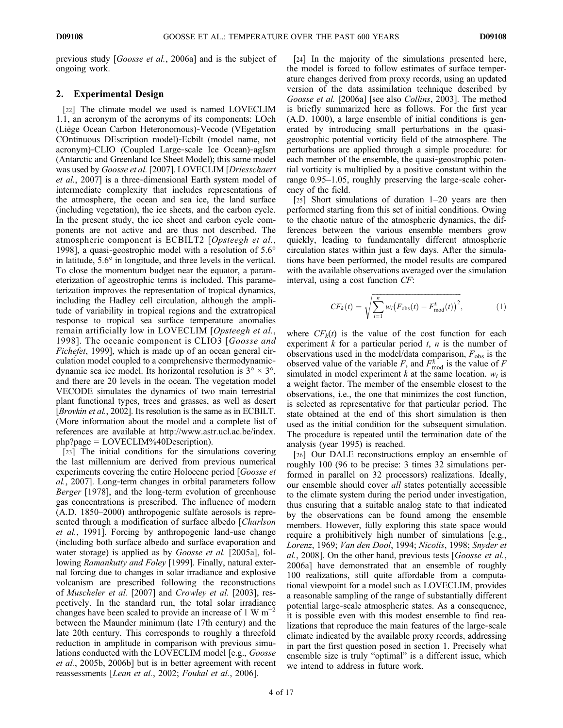previous study [*Goosse et al.*, 2006a] and is the subject of ongoing work.

## 2. Experimental Design

[22] The climate model we used is named LOVECLIM 1.1, an acronym of the acronyms of its components: LOch (Liège Ocean Carbon Heteronomous)-Vecode (VEgetation COntinuous DEscription model)-Ecbilt (model name, not acronym)-CLIO (Coupled Large-scale Ice Ocean)-agIsm (Antarctic and Greenland Ice Sheet Model); this same model was used by *Goosse et al.* [2007]. LOVECLIM [*Driesschaert et al.*, 2007] is a three-dimensional Earth system model of intermediate complexity that includes representations of the atmosphere, the ocean and sea ice, the land surface (including vegetation), the ice sheets, and the carbon cycle. In the present study, the ice sheet and carbon cycle components are not active and are thus not described. The atmospheric component is ECBILT2 [*Opsteegh et al.*, 1998], a quasi-geostrophic model with a resolution of 5.6° in latitude, 5.6° in longitude, and three levels in the vertical. To close the momentum budget near the equator, a parameterization of ageostrophic terms is included. This parameterization improves the representation of tropical dynamics, including the Hadley cell circulation, although the amplitude of variability in tropical regions and the extratropical response to tropical sea surface temperature anomalies remain artificially low in LOVECLIM [*Opsteegh et al.*, 1998]. The oceanic component is CLIO3 [*Goosse and Fichefet*, 1999], which is made up of an ocean general circulation model coupled to a comprehensive thermodynamic-dynamic sea ice model. Its horizontal resolution is 3° × 3°, and there are 20 levels in the ocean. The vegetation model VECODE simulates the dynamics of two main terrestrial plant functional types, trees and grasses, as well as desert [*Brovkin et al.*, 2002]. Its resolution is the same as in ECBILT. (More information about the model and a complete list of references are available at http://www.astr.ucl.ac.be/index.php?page = LOVECLIM%40Description).

[23] The initial conditions for the simulations covering the last millennium are derived from previous numerical experiments covering the entire Holocene period [*Goosse et al.*, 2007]. Long-term changes in orbital parameters follow *Berger* [1978], and the long-term evolution of greenhouse gas concentrations is prescribed. The influence of modern (A.D. 1850–2000) anthropogenic sulfate aerosols is represented through a modification of surface albedo [*Charlson et al.*, 1991]. Forcing by anthropogenic land-use change (including both surface albedo and surface evaporation and water storage) is applied as by *Goosse et al.* [2005a], following *Ramankutty and Foley* [1999]. Finally, natural external forcing due to changes in solar irradiance and explosive volcanism are prescribed following the reconstructions of *Muscheler et al.* [2007] and *Crowley et al.* [2003], respectively. In the standard run, the total solar irradiance changes have been scaled to provide an increase of 1 W $m^{-2}$ between the Maunder minimum (late 17th century) and the late 20th century. This corresponds to roughly a threefold reduction in amplitude in comparison with previous simulations conducted with the LOVECLIM model [e.g., *Goosse et al.*, 2005b, 2006b] but is in better agreement with recent reassessments [*Lean et al.*, 2002; *Foukal et al.*, 2006].

[24] In the majority of the simulations presented here, the model is forced to follow estimates of surface temperature changes derived from proxy records, using an updated version of the data assimilation technique described by *Goosse et al.* [2006a] [see also *Collins*, 2003]. The method is briefly summarized here as follows. For the first year (A.D. 1000), a large ensemble of initial conditions is generated by introducing small perturbations in the quasi-geostrophic potential vorticity field of the atmosphere. The perturbations are applied through a simple procedure: for each member of the ensemble, the quasi-geostrophic potential vorticity is multiplied by a positive constant within the range 0.95–1.05, roughly preserving the large-scale coherency of the field.

[25] Short simulations of duration 1–20 years are then performed starting from this set of initial conditions. Owing to the chaotic nature of the atmospheric dynamics, the differences between the various ensemble members grow quickly, leading to fundamentally different atmospheric circulation states within just a few days. After the simulations have been performed, the model results are compared with the available observations averaged over the simulation interval, using a cost function *CF*:

$$CF_k(t) = \sqrt{\sum_{i=1}^{n} w_i \left(F_{\mathrm{obs}}(t) - F_{\mathrm{mod}}^{k}(t)\right)^2}, \qquad (1)$$

where $CF_k(t)$ is the value of the cost function for each experiment $k$ for a particular period $t$, $n$ is the number of observations used in the model/data comparison, $F_{\mathrm{obs}}$ is the observed value of the variable $F$, and $F_{\mathrm{mod}}^{k}$ is the value of $F$ simulated in model experiment $k$ at the same location. $w_i$ is a weight factor. The member of the ensemble closest to the observations, i.e., the one that minimizes the cost function, is selected as representative for that particular period. The state obtained at the end of this short simulation is then used as the initial condition for the subsequent simulation. The procedure is repeated until the termination date of the analysis (year 1995) is reached.

[26] Our DALE reconstructions employ an ensemble of roughly 100 (96 to be precise: 3 times 32 simulations performed in parallel on 32 processors) realizations. Ideally, our ensemble should cover *all* states potentially accessible to the climate system during the period under investigation, thus ensuring that a suitable analog state to that indicated by the observations can be found among the ensemble members. However, fully exploring this state space would require a prohibitively high number of simulations [e.g., *Lorenz*, 1969; *Van den Dool*, 1994; *Nicolis*, 1998; *Snyder et al.*, 2008]. On the other hand, previous tests [*Goosse et al.*, 2006a] have demonstrated that an ensemble of roughly 100 realizations, still quite affordable from a computational viewpoint for a model such as LOVECLIM, provides a reasonable sampling of the range of substantially different potential large-scale atmospheric states. As a consequence, it is possible even with this modest ensemble to find realizations that reproduce the main features of the large-scale climate indicated by the available proxy records, addressing in part the first question posed in section 1. Precisely what ensemble size is truly "optimal" is a different issue, which we intend to address in future work.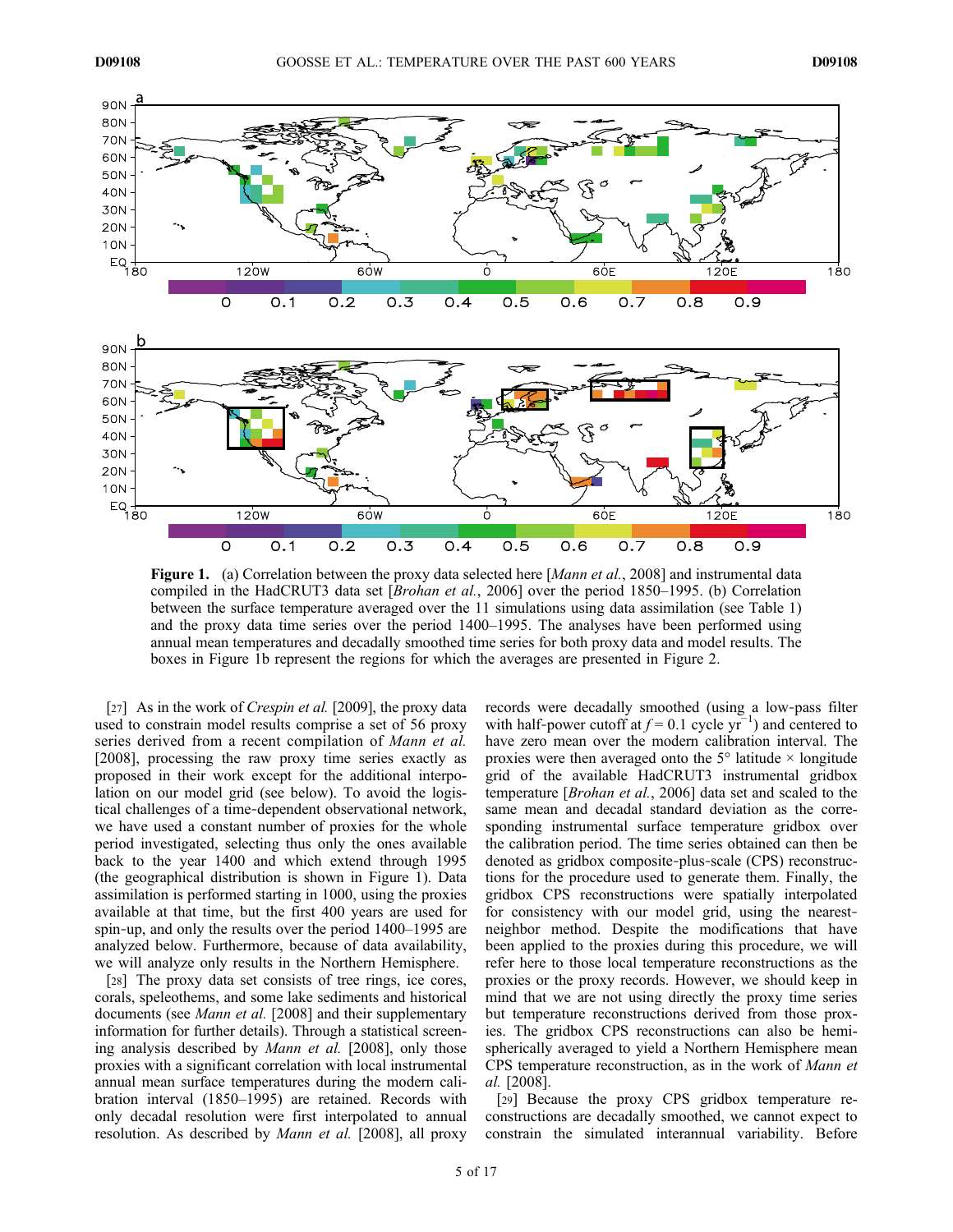a

90N
80N
70N
60N
50N
40N
30N
20N
10N
EQ
180 120W 60W 0 60E 120E 180

0 0.1 0.2 0.3 0.4 0.5 0.6 0.7 0.8 0.9

b

90N
80N
70N
60N
50N
40N
30N
20N
10N
EQ
180 120W 60W 0 60E 120E 180

0 0.1 0.2 0.3 0.4 0.5 0.6 0.7 0.8 0.9

**Figure 1.** (a) Correlation between the proxy data selected here [*Mann et al.*, 2008] and instrumental data compiled in the HadCRUT3 data set [*Brohan et al.*, 2006] over the period 1850–1995. (b) Correlation between the surface temperature averaged over the 11 simulations using data assimilation (see Table 1) and the proxy data time series over the period 1400–1995. The analyses have been performed using annual mean temperatures and decadally smoothed time series for both proxy data and model results. The boxes in Figure 1b represent the regions for which the averages are presented in Figure 2.

[27] As in the work of *Crespin et al.* [2009], the proxy data used to constrain model results comprise a set of 56 proxy series derived from a recent compilation of *Mann et al.* [2008], processing the raw proxy time series exactly as proposed in their work except for the additional interpolation on our model grid (see below). To avoid the logistical challenges of a time-dependent observational network, we have used a constant number of proxies for the whole period investigated, selecting thus only the ones available back to the year 1400 and which extend through 1995 (the geographical distribution is shown in Figure 1). Data assimilation is performed starting in 1000, using the proxies available at that time, but the first 400 years are used for spin-up, and only the results over the period 1400–1995 are analyzed below. Furthermore, because of data availability, we will analyze only results in the Northern Hemisphere.

[28] The proxy data set consists of tree rings, ice cores, corals, speleothems, and some lake sediments and historical documents (see *Mann et al.* [2008] and their supplementary information for further details). Through a statistical screening analysis described by *Mann et al.* [2008], only those proxies with a significant correlation with local instrumental annual mean surface temperatures during the modern calibration interval (1850–1995) are retained. Records with only decadal resolution were first interpolated to annual resolution. As described by *Mann et al.* [2008], all proxy records were decadally smoothed (using a low-pass filter with half-power cutoff at $f = 0.1$ cycle $\mathrm{yr}^{-1}$) and centered to have zero mean over the modern calibration interval. The proxies were then averaged onto the 5° latitude × longitude grid of the available HadCRUT3 instrumental gridbox temperature [*Brohan et al.*, 2006] data set and scaled to the same mean and decadal standard deviation as the corresponding instrumental surface temperature gridbox over the calibration period. The time series obtained can then be denoted as gridbox composite-plus-scale (CPS) reconstructions for the procedure used to generate them. Finally, the gridbox CPS reconstructions were spatially interpolated for consistency with our model grid, using the nearest-neighbor method. Despite the modifications that have been applied to the proxies during this procedure, we will refer here to those local temperature reconstructions as the proxies or the proxy records. However, we should keep in mind that we are not using directly the proxy time series but temperature reconstructions derived from those proxies. The gridbox CPS reconstructions can also be hemispherically averaged to yield a Northern Hemisphere mean CPS temperature reconstruction, as in the work of *Mann et al.* [2008].

[29] Because the proxy CPS gridbox temperature reconstructions are decadally smoothed, we cannot expect to constrain the simulated interannual variability. Before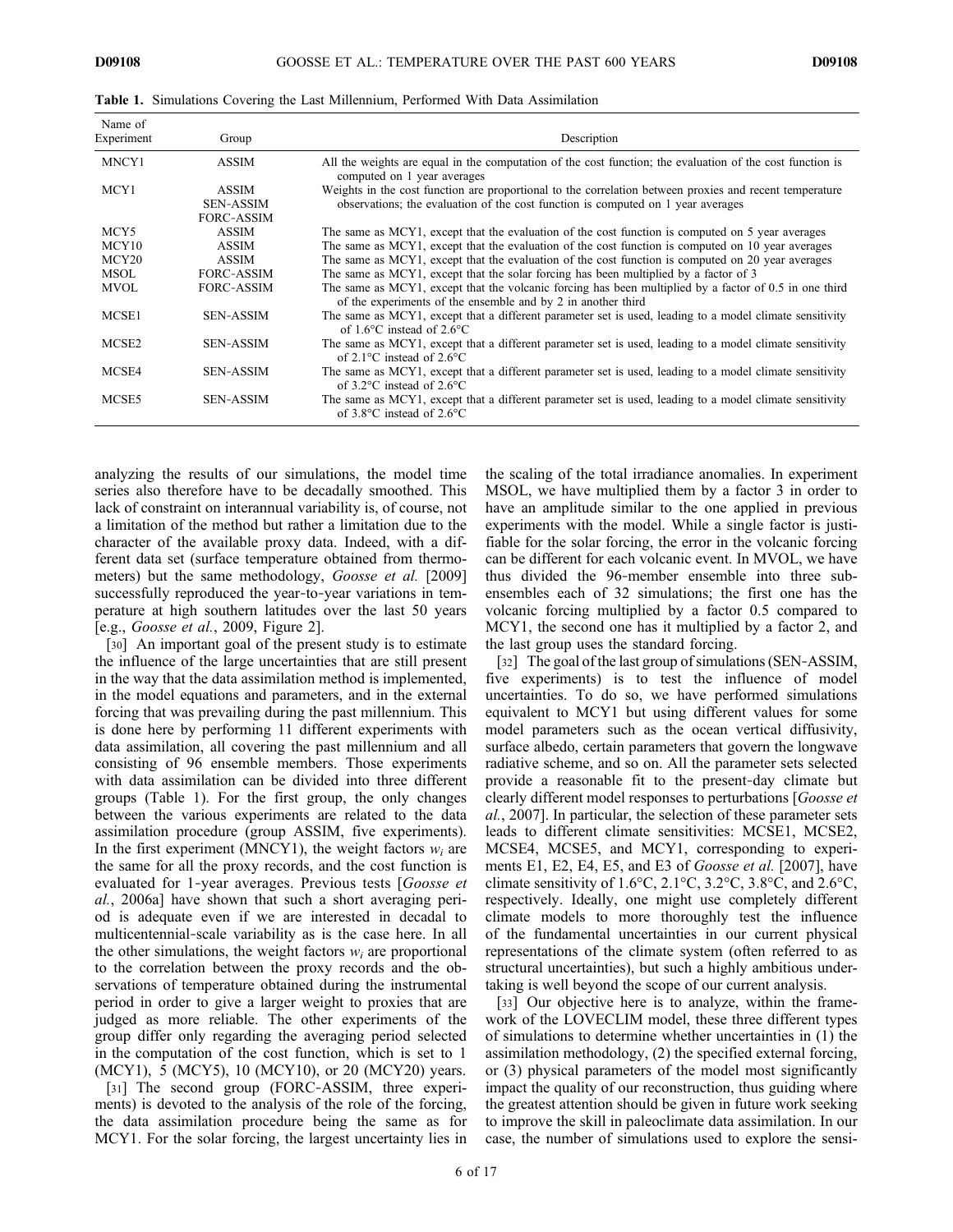**Table 1.** Simulations Covering the Last Millennium, Performed With Data Assimilation

| Name of Experiment | Group | Description |
|---|---|---|
| MNCY1 | ASSIM | All the weights are equal in the computation of the cost function; the evaluation of the cost function is computed on 1 year averages |
| MCY1 | ASSIM SEN-ASSIM FORC-ASSIM | Weights in the cost function are proportional to the correlation between proxies and recent temperature observations; the evaluation of the cost function is computed on 1 year averages |
| MCY5 | ASSIM | The same as MCY1, except that the evaluation of the cost function is computed on 5 year averages |
| MCY10 | ASSIM | The same as MCY1, except that the evaluation of the cost function is computed on 10 year averages |
| MCY20 | ASSIM | The same as MCY1, except that the evaluation of the cost function is computed on 20 year averages |
| MSOL | FORC-ASSIM | The same as MCY1, except that the solar forcing has been multiplied by a factor of 3 |
| MVOL | FORC-ASSIM | The same as MCY1, except that the volcanic forcing has been multiplied by a factor of 0.5 in one third of the experiments of the ensemble and by 2 in another third |
| MCSE1 | SEN-ASSIM | The same as MCY1, except that a different parameter set is used, leading to a model climate sensitivity of 1.6°C instead of 2.6°C |
| MCSE2 | SEN-ASSIM | The same as MCY1, except that a different parameter set is used, leading to a model climate sensitivity of 2.1°C instead of 2.6°C |
| MCSE4 | SEN-ASSIM | The same as MCY1, except that a different parameter set is used, leading to a model climate sensitivity of 3.2°C instead of 2.6°C |
| MCSE5 | SEN-ASSIM | The same as MCY1, except that a different parameter set is used, leading to a model climate sensitivity of 3.8°C instead of 2.6°C |

analyzing the results of our simulations, the model time series also therefore have to be decadally smoothed. This lack of constraint on interannual variability is, of course, not a limitation of the method but rather a limitation due to the character of the available proxy data. Indeed, with a different data set (surface temperature obtained from thermometers) but the same methodology, *Goosse et al.* [2009] successfully reproduced the year-to-year variations in temperature at high southern latitudes over the last 50 years [e.g., *Goosse et al.*, 2009, Figure 2].

[30] An important goal of the present study is to estimate the influence of the large uncertainties that are still present in the way that the data assimilation method is implemented, in the model equations and parameters, and in the external forcing that was prevailing during the past millennium. This is done here by performing 11 different experiments with data assimilation, all covering the past millennium and all consisting of 96 ensemble members. Those experiments with data assimilation can be divided into three different groups (Table 1). For the first group, the only changes between the various experiments are related to the data assimilation procedure (group ASSIM, five experiments). In the first experiment (MNCY1), the weight factors $w_i$ are the same for all the proxy records, and the cost function is evaluated for 1-year averages. Previous tests [*Goosse et al.*, 2006a] have shown that such a short averaging period is adequate even if we are interested in decadal to multicentennial-scale variability as is the case here. In all the other simulations, the weight factors $w_i$ are proportional to the correlation between the proxy records and the observations of temperature obtained during the instrumental period in order to give a larger weight to proxies that are judged as more reliable. The other experiments of the group differ only regarding the averaging period selected in the computation of the cost function, which is set to 1 (MCY1), 5 (MCY5), 10 (MCY10), or 20 (MCY20) years.

[31] The second group (FORC-ASSIM, three experiments) is devoted to the analysis of the role of the forcing, the data assimilation procedure being the same as for MCY1. For the solar forcing, the largest uncertainty lies in the scaling of the total irradiance anomalies. In experiment MSOL, we have multiplied them by a factor 3 in order to have an amplitude similar to the one applied in previous experiments with the model. While a single factor is justifiable for the solar forcing, the error in the volcanic forcing can be different for each volcanic event. In MVOL, we have thus divided the 96-member ensemble into three subensembles each of 32 simulations; the first one has the volcanic forcing multiplied by a factor 0.5 compared to MCY1, the second one has it multiplied by a factor 2, and the last group uses the standard forcing.

[32] The goal of the last group of simulations (SEN-ASSIM, five experiments) is to test the influence of model uncertainties. To do so, we have performed simulations equivalent to MCY1 but using different values for some model parameters such as the ocean vertical diffusivity, surface albedo, certain parameters that govern the longwave radiative scheme, and so on. All the parameter sets selected provide a reasonable fit to the present-day climate but clearly different model responses to perturbations [*Goosse et al.*, 2007]. In particular, the selection of these parameter sets leads to different climate sensitivities: MCSE1, MCSE2, MCSE4, MCSE5, and MCY1, corresponding to experiments E1, E2, E4, E5, and E3 of *Goosse et al.* [2007], have climate sensitivity of 1.6°C, 2.1°C, 3.2°C, 3.8°C, and 2.6°C, respectively. Ideally, one might use completely different climate models to more thoroughly test the influence of the fundamental uncertainties in our current physical representations of the climate system (often referred to as structural uncertainties), but such a highly ambitious undertaking is well beyond the scope of our current analysis.

[33] Our objective here is to analyze, within the framework of the LOVECLIM model, these three different types of simulations to determine whether uncertainties in (1) the assimilation methodology, (2) the specified external forcing, or (3) physical parameters of the model most significantly impact the quality of our reconstruction, thus guiding where the greatest attention should be given in future work seeking to improve the skill in paleoclimate data assimilation. In our case, the number of simulations used to explore the sensi-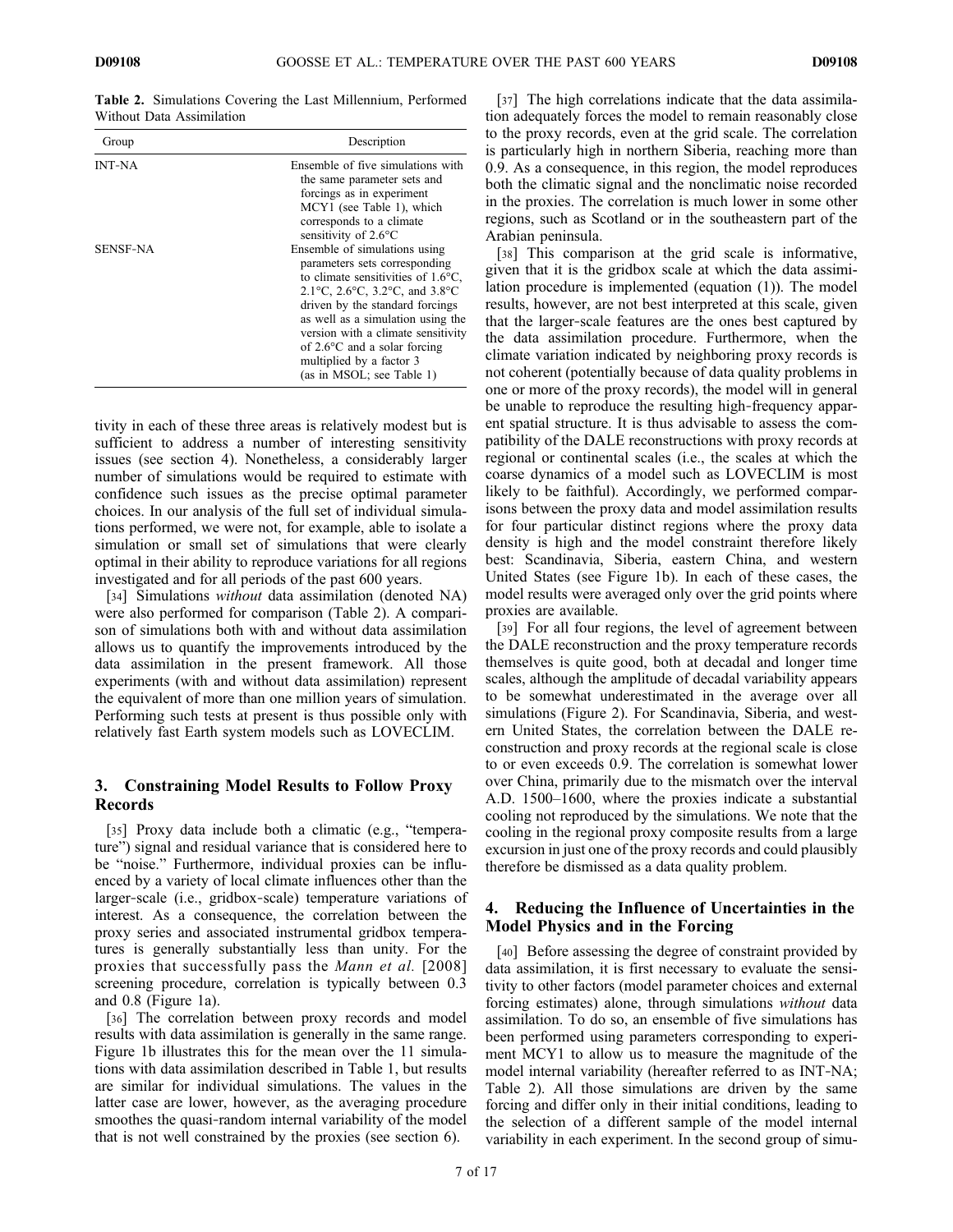**Table 2.** Simulations Covering the Last Millennium, Performed Without Data Assimilation

| Group | Description |
| --- | --- |
| INT-NA | Ensemble of five simulations with the same parameter sets and forcings as in experiment MCY1 (see Table 1), which corresponds to a climate sensitivity of 2.6°C |
| SENSF-NA | Ensemble of simulations using parameters sets corresponding to climate sensitivities of 1.6°C, 2.1°C, 2.6°C, 3.2°C, and 3.8°C driven by the standard forcings as well as a simulation using the version with a climate sensitivity of 2.6°C and a solar forcing multiplied by a factor 3 (as in MSOL; see Table 1) |

tivity in each of these three areas is relatively modest but is sufficient to address a number of interesting sensitivity issues (see section 4). Nonetheless, a considerably larger number of simulations would be required to estimate with confidence such issues as the precise optimal parameter choices. In our analysis of the full set of individual simulations performed, we were not, for example, able to isolate a simulation or small set of simulations that were clearly optimal in their ability to reproduce variations for all regions investigated and for all periods of the past 600 years.

[34] Simulations *without* data assimilation (denoted NA) were also performed for comparison (Table 2). A comparison of simulations both with and without data assimilation allows us to quantify the improvements introduced by the data assimilation in the present framework. All those experiments (with and without data assimilation) represent the equivalent of more than one million years of simulation. Performing such tests at present is thus possible only with relatively fast Earth system models such as LOVECLIM.

## 3. Constraining Model Results to Follow Proxy Records

[35] Proxy data include both a climatic (e.g., "temperature") signal and residual variance that is considered here to be "noise." Furthermore, individual proxies can be influenced by a variety of local climate influences other than the larger-scale (i.e., gridbox-scale) temperature variations of interest. As a consequence, the correlation between the proxy series and associated instrumental gridbox temperatures is generally substantially less than unity. For the proxies that successfully pass the *Mann et al.* [2008] screening procedure, correlation is typically between 0.3 and 0.8 (Figure 1a).

[36] The correlation between proxy records and model results with data assimilation is generally in the same range. Figure 1b illustrates this for the mean over the 11 simulations with data assimilation described in Table 1, but results are similar for individual simulations. The values in the latter case are lower, however, as the averaging procedure smoothes the quasi-random internal variability of the model that is not well constrained by the proxies (see section 6).

[37] The high correlations indicate that the data assimilation adequately forces the model to remain reasonably close to the proxy records, even at the grid scale. The correlation is particularly high in northern Siberia, reaching more than 0.9. As a consequence, in this region, the model reproduces both the climatic signal and the nonclimatic noise recorded in the proxies. The correlation is much lower in some other regions, such as Scotland or in the southeastern part of the Arabian peninsula.

[38] This comparison at the grid scale is informative, given that it is the gridbox scale at which the data assimilation procedure is implemented (equation (1)). The model results, however, are not best interpreted at this scale, given that the larger-scale features are the ones best captured by the data assimilation procedure. Furthermore, when the climate variation indicated by neighboring proxy records is not coherent (potentially because of data quality problems in one or more of the proxy records), the model will in general be unable to reproduce the resulting high-frequency apparent spatial structure. It is thus advisable to assess the compatibility of the DALE reconstructions with proxy records at regional or continental scales (i.e., the scales at which the coarse dynamics of a model such as LOVECLIM is most likely to be faithful). Accordingly, we performed comparisons between the proxy data and model assimilation results for four particular distinct regions where the proxy data density is high and the model constraint therefore likely best: Scandinavia, Siberia, eastern China, and western United States (see Figure 1b). In each of these cases, the model results were averaged only over the grid points where proxies are available.

[39] For all four regions, the level of agreement between the DALE reconstruction and the proxy temperature records themselves is quite good, both at decadal and longer time scales, although the amplitude of decadal variability appears to be somewhat underestimated in the average over all simulations (Figure 2). For Scandinavia, Siberia, and western United States, the correlation between the DALE reconstruction and proxy records at the regional scale is close to or even exceeds 0.9. The correlation is somewhat lower over China, primarily due to the mismatch over the interval A.D. 1500–1600, where the proxies indicate a substantial cooling not reproduced by the simulations. We note that the cooling in the regional proxy composite results from a large excursion in just one of the proxy records and could plausibly therefore be dismissed as a data quality problem.

## 4. Reducing the Influence of Uncertainties in the Model Physics and in the Forcing

[40] Before assessing the degree of constraint provided by data assimilation, it is first necessary to evaluate the sensitivity to other factors (model parameter choices and external forcing estimates) alone, through simulations *without* data assimilation. To do so, an ensemble of five simulations has been performed using parameters corresponding to experiment MCY1 to allow us to measure the magnitude of the model internal variability (hereafter referred to as INT-NA; Table 2). All those simulations are driven by the same forcing and differ only in their initial conditions, leading to the selection of a different sample of the model internal variability in each experiment. In the second group of simu-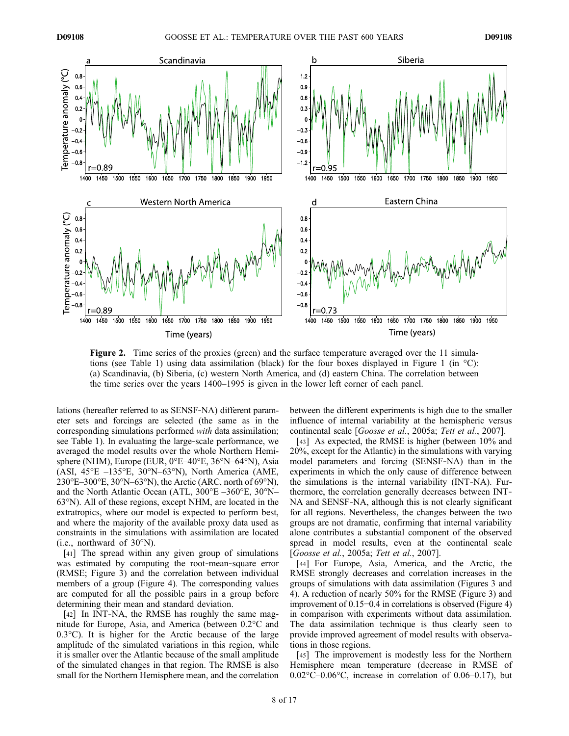**Figure 2.** Time series of the proxies (green) and the surface temperature averaged over the 11 simulations (see Table 1) using data assimilation (black) for the four boxes displayed in Figure 1 (in °C): (a) Scandinavia, (b) Siberia, (c) western North America, and (d) eastern China. The correlation between the time series over the years 1400–1995 is given in the lower left corner of each panel.

lations (hereafter referred to as SENSF-NA) different parameter sets and forcings are selected (the same as in the corresponding simulations performed *with* data assimilation; see Table 1). In evaluating the large-scale performance, we averaged the model results over the whole Northern Hemisphere (NHM), Europe (EUR, 0°E–40°E, 36°N–64°N), Asia (ASI, 45°E –135°E, 30°N–63°N), North America (AME, 230°E–300°E, 30°N–63°N), the Arctic (ARC, north of 69°N), and the North Atlantic Ocean (ATL, 300°E –360°E, 30°N–63°N). All of these regions, except NHM, are located in the extratropics, where our model is expected to perform best, and where the majority of the available proxy data used as constraints in the simulations with assimilation are located (i.e., northward of 30°N).

[41] The spread within any given group of simulations was estimated by computing the root-mean-square error (RMSE; Figure 3) and the correlation between individual members of a group (Figure 4). The corresponding values are computed for all the possible pairs in a group before determining their mean and standard deviation.

[42] In INT-NA, the RMSE has roughly the same magnitude for Europe, Asia, and America (between 0.2°C and 0.3°C). It is higher for the Arctic because of the large amplitude of the simulated variations in this region, while it is smaller over the Atlantic because of the small amplitude of the simulated changes in that region. The RMSE is also small for the Northern Hemisphere mean, and the correlation between the different experiments is high due to the smaller influence of internal variability at the hemispheric versus continental scale [*Goosse et al.*, 2005a; *Tett et al.*, 2007].

[43] As expected, the RMSE is higher (between 10% and 20%, except for the Atlantic) in the simulations with varying model parameters and forcing (SENSF-NA) than in the experiments in which the only cause of difference between the simulations is the internal variability (INT-NA). Furthermore, the correlation generally decreases between INT-NA and SENSF-NA, although this is not clearly significant for all regions. Nevertheless, the changes between the two groups are not dramatic, confirming that internal variability alone contributes a substantial component of the observed spread in model results, even at the continental scale [*Goosse et al.*, 2005a; *Tett et al.*, 2007].

[44] For Europe, Asia, America, and the Arctic, the RMSE strongly decreases and correlation increases in the groups of simulations with data assimilation (Figures 3 and 4). A reduction of nearly 50% for the RMSE (Figure 3) and improvement of 0.15−0.4 in correlations is observed (Figure 4) in comparison with experiments without data assimilation. The data assimilation technique is thus clearly seen to provide improved agreement of model results with observations in those regions.

[45] The improvement is modestly less for the Northern Hemisphere mean temperature (decrease in RMSE of 0.02°C–0.06°C, increase in correlation of 0.06–0.17), but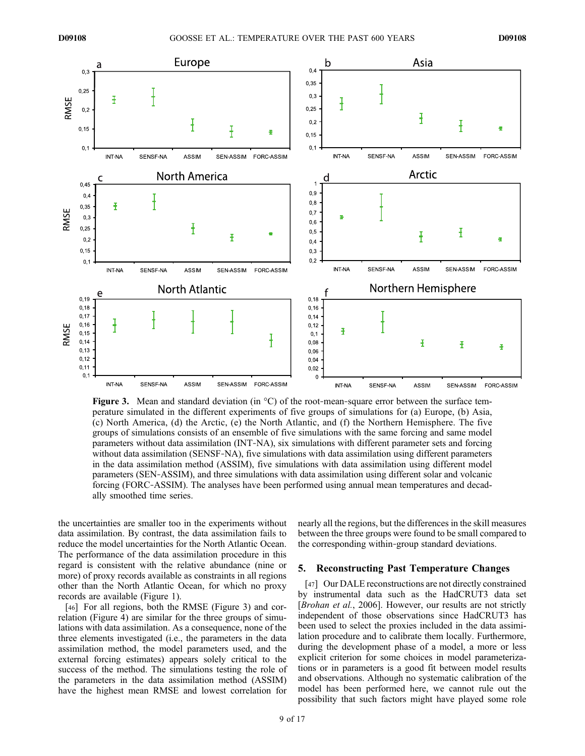a Europe

RMSE

0,3
0,25
0,2
0,15
0,1

INT-NA SENSF-NA ASSIM SEN-ASSIM FORC-ASSIM

b Asia

0,4
0,35
0,3
0,25
0,2
0,15
0,1

INT-NA SENSF-NA ASSIM SEN-ASSIM FORC-ASSIM

c North America

RMSE

0,45
0,4
0,35
0,3
0,25
0,2
0,15
0,1

INT-NA SENSF-NA ASSIM SEN-ASSIM FORC-ASSIM

d Arctic

1
0,9
0,8
0,7
0,6
0,5
0,4
0,3
0,2

INT-NA SENSF-NA ASSIM SEN-ASSIM FORC-ASSIM

e North Atlantic

RMSE

0,19
0,18
0,17
0,16
0,15
0,14
0,13
0,12
0,11
0,1

INT-NA SENSF-NA ASSIM SEN-ASSIM FORC-ASSIM

f Northern Hemisphere

0,18
0,16
0,14
0,12
0,1
0,08
0,06
0,04
0,02
0

INT-NA SENSF-NA ASSIM SEN-ASSIM FORC-ASSIM

**Figure 3.** Mean and standard deviation (in °C) of the root-mean-square error between the surface temperature simulated in the different experiments of five groups of simulations for (a) Europe, (b) Asia, (c) North America, (d) the Arctic, (e) the North Atlantic, and (f) the Northern Hemisphere. The five groups of simulations consists of an ensemble of five simulations with the same forcing and same model parameters without data assimilation (INT-NA), six simulations with different parameter sets and forcing without data assimilation (SENSF-NA), five simulations with data assimilation using different parameters in the data assimilation method (ASSIM), five simulations with data assimilation using different model parameters (SEN-ASSIM), and three simulations with data assimilation using different solar and volcanic forcing (FORC-ASSIM). The analyses have been performed using annual mean temperatures and decadally smoothed time series.

the uncertainties are smaller too in the experiments without data assimilation. By contrast, the data assimilation fails to reduce the model uncertainties for the North Atlantic Ocean. The performance of the data assimilation procedure in this regard is consistent with the relative abundance (nine or more) of proxy records available as constraints in all regions other than the North Atlantic Ocean, for which no proxy records are available (Figure 1).

[46] For all regions, both the RMSE (Figure 3) and correlation (Figure 4) are similar for the three groups of simulations with data assimilation. As a consequence, none of the three elements investigated (i.e., the parameters in the data assimilation method, the model parameters used, and the external forcing estimates) appears solely critical to the success of the method. The simulations testing the role of the parameters in the data assimilation method (ASSIM) have the highest mean RMSE and lowest correlation for nearly all the regions, but the differences in the skill measures between the three groups were found to be small compared to the corresponding within-group standard deviations.

## 5. Reconstructing Past Temperature Changes

[47] Our DALE reconstructions are not directly constrained by instrumental data such as the HadCRUT3 data set [*Brohan et al.*, 2006]. However, our results are not strictly independent of those observations since HadCRUT3 has been used to select the proxies included in the data assimilation procedure and to calibrate them locally. Furthermore, during the development phase of a model, a more or less explicit criterion for some choices in model parameterizations or in parameters is a good fit between model results and observations. Although no systematic calibration of the model has been performed here, we cannot rule out the possibility that such factors might have played some role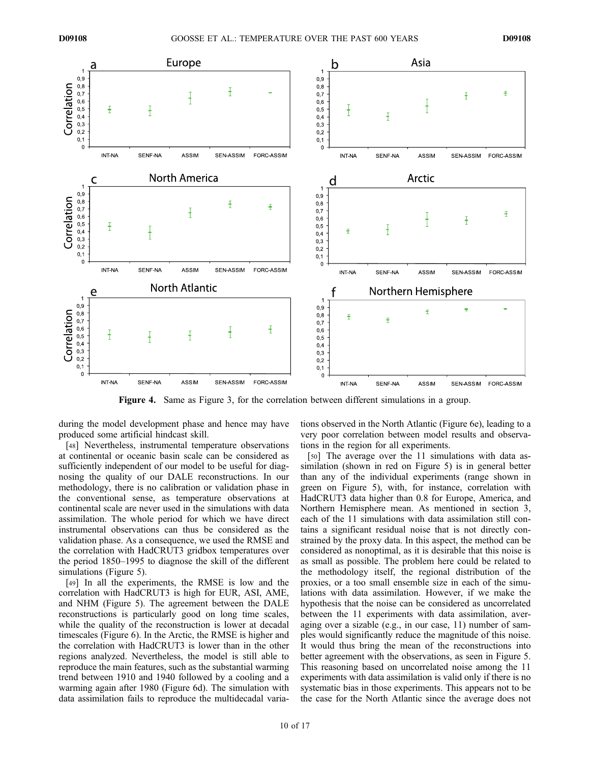a Europe

Correlation

1
0,9
0,8
0,7
0,6
0,5
0,4
0,3
0,2
0,1
0

INT-NA SENF-NA ASSIM SEN-ASSIM FORC-ASSIM

b Asia

1
0,9
0,8
0,7
0,6
0,5
0,4
0,3
0,2
0,1
0

INT-NA SENF-NA ASSIM SEN-ASSIM FORC-ASSIM

c North America

Correlation

1
0,9
0,8
0,7
0,6
0,5
0,4
0,3
0,2
0,1
0

INT-NA SENF-NA ASSIM SEN-ASSIM FORC-ASSIM

d Arctic

1
0,9
0,8
0,7
0,6
0,5
0,4
0,3
0,2
0,1
0

INT-NA SENF-NA ASSIM SEN-ASSIM FORC-ASSIM

e North Atlantic

Correlation

1
0,9
0,8
0,7
0,6
0,5
0,4
0,3
0,2
0,1
0

INT-NA SENF-NA ASSIM SEN-ASSIM FORC-ASSIM

f Northern Hemisphere

1
0,9
0,8
0,7
0,6
0,5
0,4
0,3
0,2
0,1
0

INT-NA SENF-NA ASSIM SEN-ASSIM FORC-ASSIM

**Figure 4.** Same as Figure 3, for the correlation between different simulations in a group.

during the model development phase and hence may have produced some artificial hindcast skill.

[48] Nevertheless, instrumental temperature observations at continental or oceanic basin scale can be considered as sufficiently independent of our model to be useful for diagnosing the quality of our DALE reconstructions. In our methodology, there is no calibration or validation phase in the conventional sense, as temperature observations at continental scale are never used in the simulations with data assimilation. The whole period for which we have direct instrumental observations can thus be considered as the validation phase. As a consequence, we used the RMSE and the correlation with HadCRUT3 gridbox temperatures over the period 1850–1995 to diagnose the skill of the different simulations (Figure 5).

[49] In all the experiments, the RMSE is low and the correlation with HadCRUT3 is high for EUR, ASI, AME, and NHM (Figure 5). The agreement between the DALE reconstructions is particularly good on long time scales, while the quality of the reconstruction is lower at decadal timescales (Figure 6). In the Arctic, the RMSE is higher and the correlation with HadCRUT3 is lower than in the other regions analyzed. Nevertheless, the model is still able to reproduce the main features, such as the substantial warming trend between 1910 and 1940 followed by a cooling and a warming again after 1980 (Figure 6d). The simulation with data assimilation fails to reproduce the multidecadal variations observed in the North Atlantic (Figure 6e), leading to a very poor correlation between model results and observations in the region for all experiments.

[50] The average over the 11 simulations with data assimilation (shown in red on Figure 5) is in general better than any of the individual experiments (range shown in green on Figure 5), with, for instance, correlation with HadCRUT3 data higher than 0.8 for Europe, America, and Northern Hemisphere mean. As mentioned in section 3, each of the 11 simulations with data assimilation still contains a significant residual noise that is not directly constrained by the proxy data. In this aspect, the method can be considered as nonoptimal, as it is desirable that this noise is as small as possible. The problem here could be related to the methodology itself, the regional distribution of the proxies, or a too small ensemble size in each of the simulations with data assimilation. However, if we make the hypothesis that the noise can be considered as uncorrelated between the 11 experiments with data assimilation, averaging over a sizable (e.g., in our case, 11) number of samples would significantly reduce the magnitude of this noise. It would thus bring the mean of the reconstructions into better agreement with the observations, as seen in Figure 5. This reasoning based on uncorrelated noise among the 11 experiments with data assimilation is valid only if there is no systematic bias in those experiments. This appears not to be the case for the North Atlantic since the average does not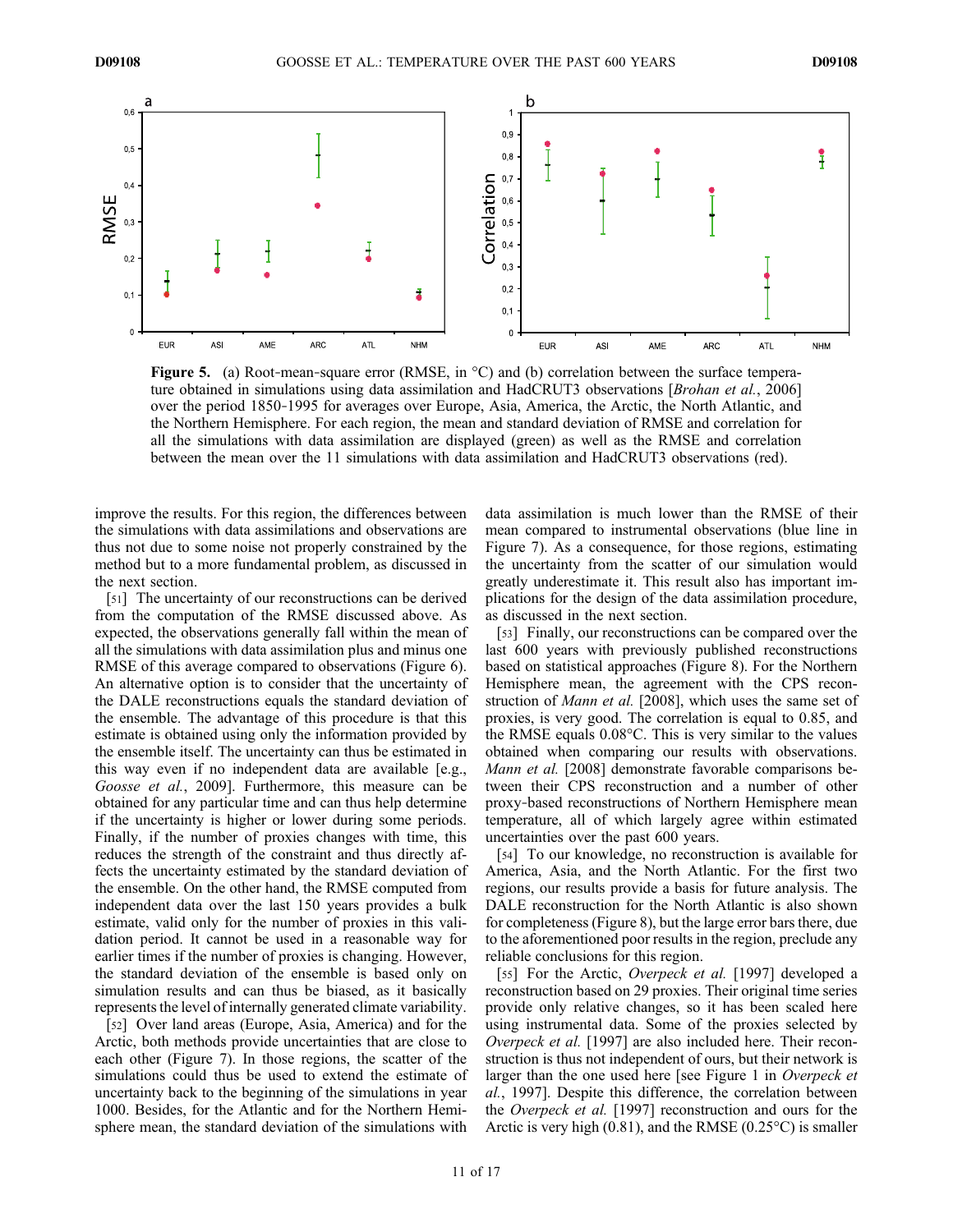a

RMSE

0,6
0,5
0,4
0,3
0,2
0,1
0

EUR ASI AME ARC ATL NHM

b

Correlation

1
0,9
0,8
0,7
0,6
0,5
0,4
0,3
0,2
0,1
0

EUR ASI AME ARC ATL NHM

**Figure 5.** (a) Root-mean-square error (RMSE, in °C) and (b) correlation between the surface temperature obtained in simulations using data assimilation and HadCRUT3 observations [*Brohan et al.*, 2006] over the period 1850-1995 for averages over Europe, Asia, America, the Arctic, the North Atlantic, and the Northern Hemisphere. For each region, the mean and standard deviation of RMSE and correlation for all the simulations with data assimilation are displayed (green) as well as the RMSE and correlation between the mean over the 11 simulations with data assimilation and HadCRUT3 observations (red).

improve the results. For this region, the differences between the simulations with data assimilations and observations are thus not due to some noise not properly constrained by the method but to a more fundamental problem, as discussed in the next section.

[51] The uncertainty of our reconstructions can be derived from the computation of the RMSE discussed above. As expected, the observations generally fall within the mean of all the simulations with data assimilation plus and minus one RMSE of this average compared to observations (Figure 6). An alternative option is to consider that the uncertainty of the DALE reconstructions equals the standard deviation of the ensemble. The advantage of this procedure is that this estimate is obtained using only the information provided by the ensemble itself. The uncertainty can thus be estimated in this way even if no independent data are available [e.g., *Goosse et al.*, 2009]. Furthermore, this measure can be obtained for any particular time and can thus help determine if the uncertainty is higher or lower during some periods. Finally, if the number of proxies changes with time, this reduces the strength of the constraint and thus directly affects the uncertainty estimated by the standard deviation of the ensemble. On the other hand, the RMSE computed from independent data over the last 150 years provides a bulk estimate, valid only for the number of proxies in this validation period. It cannot be used in a reasonable way for earlier times if the number of proxies is changing. However, the standard deviation of the ensemble is based only on simulation results and can thus be biased, as it basically represents the level of internally generated climate variability.

[52] Over land areas (Europe, Asia, America) and for the Arctic, both methods provide uncertainties that are close to each other (Figure 7). In those regions, the scatter of the simulations could thus be used to extend the estimate of uncertainty back to the beginning of the simulations in year 1000. Besides, for the Atlantic and for the Northern Hemisphere mean, the standard deviation of the simulations with data assimilation is much lower than the RMSE of their mean compared to instrumental observations (blue line in Figure 7). As a consequence, for those regions, estimating the uncertainty from the scatter of our simulation would greatly underestimate it. This result also has important implications for the design of the data assimilation procedure, as discussed in the next section.

[53] Finally, our reconstructions can be compared over the last 600 years with previously published reconstructions based on statistical approaches (Figure 8). For the Northern Hemisphere mean, the agreement with the CPS reconstruction of *Mann et al.* [2008], which uses the same set of proxies, is very good. The correlation is equal to 0.85, and the RMSE equals 0.08°C. This is very similar to the values obtained when comparing our results with observations. *Mann et al.* [2008] demonstrate favorable comparisons between their CPS reconstruction and a number of other proxy-based reconstructions of Northern Hemisphere mean temperature, all of which largely agree within estimated uncertainties over the past 600 years.

[54] To our knowledge, no reconstruction is available for America, Asia, and the North Atlantic. For the first two regions, our results provide a basis for future analysis. The DALE reconstruction for the North Atlantic is also shown for completeness (Figure 8), but the large error bars there, due to the aforementioned poor results in the region, preclude any reliable conclusions for this region.

[55] For the Arctic, *Overpeck et al.* [1997] developed a reconstruction based on 29 proxies. Their original time series provide only relative changes, so it has been scaled here using instrumental data. Some of the proxies selected by *Overpeck et al.* [1997] are also included here. Their reconstruction is thus not independent of ours, but their network is larger than the one used here [see Figure 1 in *Overpeck et al.*, 1997]. Despite this difference, the correlation between the *Overpeck et al.* [1997] reconstruction and ours for the Arctic is very high (0.81), and the RMSE (0.25°C) is smaller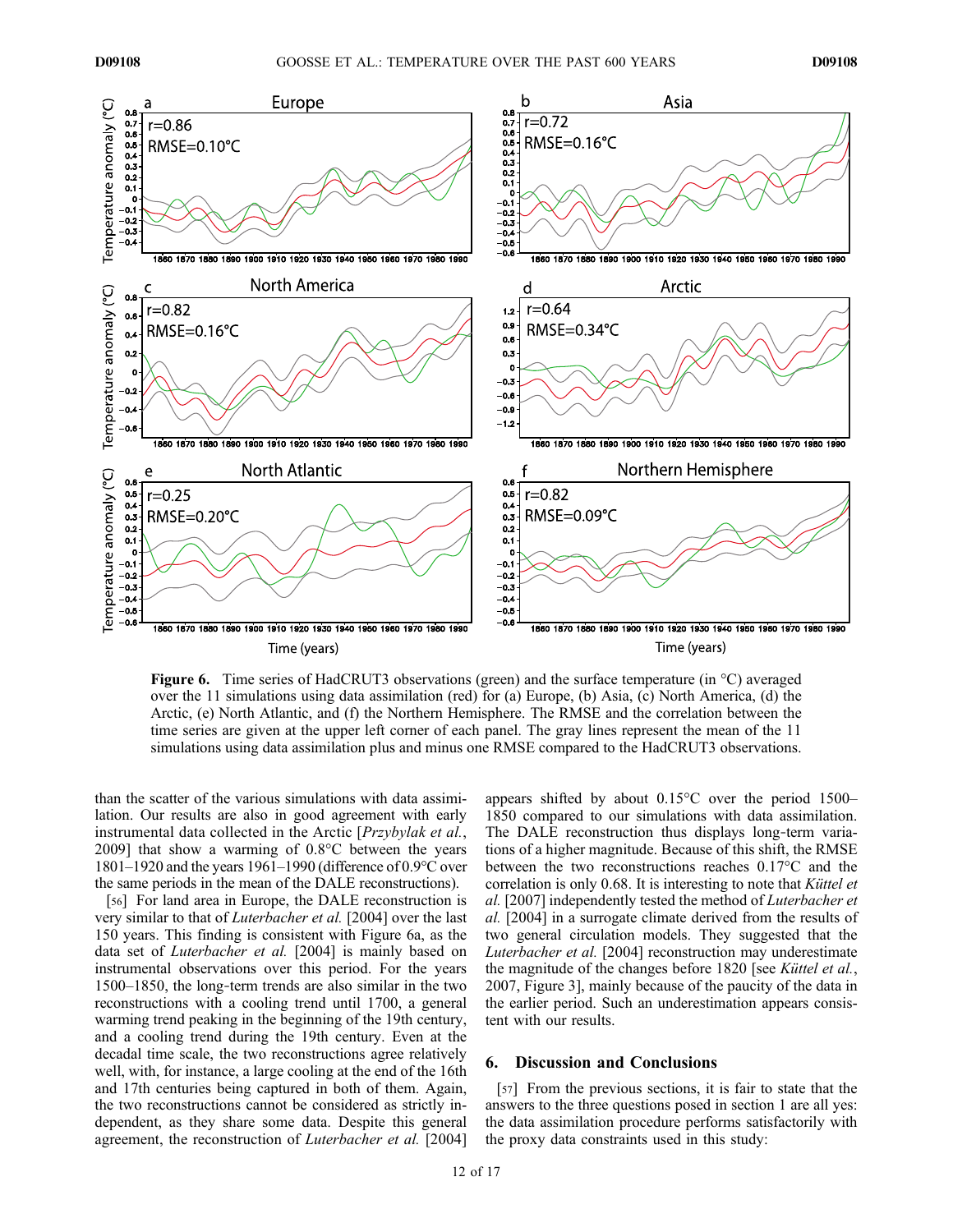a Europe
r=0.86
RMSE=0.10°C

b Asia
r=0.72
RMSE=0.16°C

c North America
r=0.82
RMSE=0.16°C

d Arctic
r=0.64
RMSE=0.34°C

e North Atlantic
r=0.25
RMSE=0.20°C

f Northern Hemisphere
r=0.82
RMSE=0.09°C

Temperature anomaly (°C)

Time (years)

**Figure 6.** Time series of HadCRUT3 observations (green) and the surface temperature (in °C) averaged over the 11 simulations using data assimilation (red) for (a) Europe, (b) Asia, (c) North America, (d) the Arctic, (e) North Atlantic, and (f) the Northern Hemisphere. The RMSE and the correlation between the time series are given at the upper left corner of each panel. The gray lines represent the mean of the 11 simulations using data assimilation plus and minus one RMSE compared to the HadCRUT3 observations.

than the scatter of the various simulations with data assimilation. Our results are also in good agreement with early instrumental data collected in the Arctic [*Przybylak et al.*, 2009] that show a warming of 0.8°C between the years 1801–1920 and the years 1961–1990 (difference of 0.9°C over the same periods in the mean of the DALE reconstructions).

[56] For land area in Europe, the DALE reconstruction is very similar to that of *Luterbacher et al.* [2004] over the last 150 years. This finding is consistent with Figure 6a, as the data set of *Luterbacher et al.* [2004] is mainly based on instrumental observations over this period. For the years 1500–1850, the long-term trends are also similar in the two reconstructions with a cooling trend until 1700, a general warming trend peaking in the beginning of the 19th century, and a cooling trend during the 19th century. Even at the decadal time scale, the two reconstructions agree relatively well, with, for instance, a large cooling at the end of the 16th and 17th centuries being captured in both of them. Again, the two reconstructions cannot be considered as strictly independent, as they share some data. Despite this general agreement, the reconstruction of *Luterbacher et al.* [2004] appears shifted by about 0.15°C over the period 1500–1850 compared to our simulations with data assimilation. The DALE reconstruction thus displays long-term variations of a higher magnitude. Because of this shift, the RMSE between the two reconstructions reaches 0.17°C and the correlation is only 0.68. It is interesting to note that *Küttel et al.* [2007] independently tested the method of *Luterbacher et al.* [2004] in a surrogate climate derived from the results of two general circulation models. They suggested that the *Luterbacher et al.* [2004] reconstruction may underestimate the magnitude of the changes before 1820 [see *Küttel et al.*, 2007, Figure 3], mainly because of the paucity of the data in the earlier period. Such an underestimation appears consistent with our results.

## 6. Discussion and Conclusions

[57] From the previous sections, it is fair to state that the answers to the three questions posed in section 1 are all yes: the data assimilation procedure performs satisfactorily with the proxy data constraints used in this study: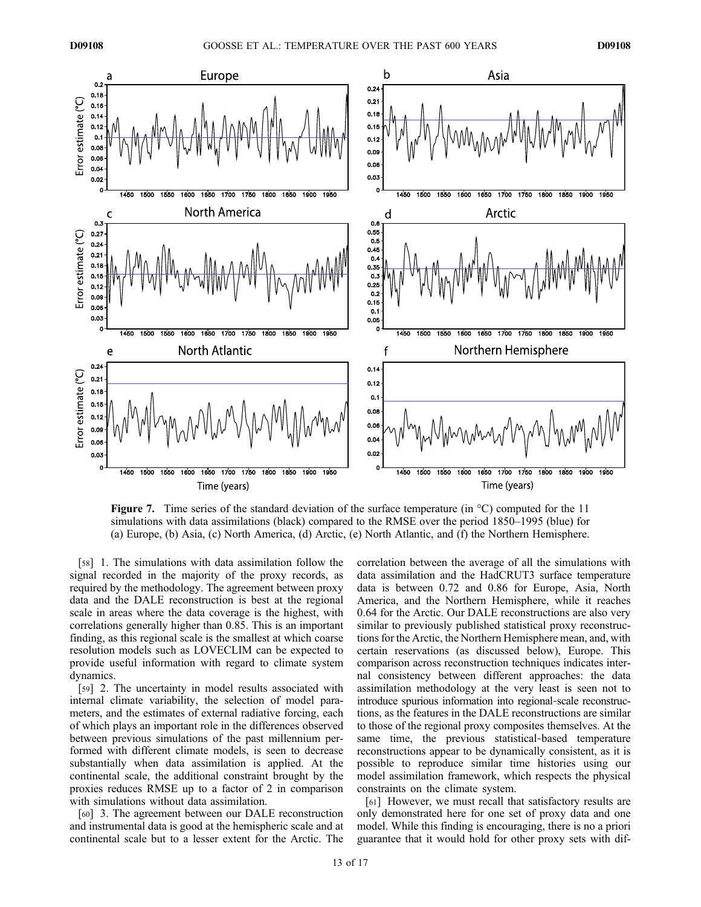a Europe

Error estimate (°C)

0.2, 0.18, 0.16, 0.14, 0.12, 0.1, 0.08, 0.06, 0.04, 0.02, 0

1450 1500 1550 1600 1650 1700 1750 1800 1850 1900 1950

b Asia

0.24, 0.21, 0.18, 0.15, 0.12, 0.09, 0.06, 0.03, 0

1450 1500 1550 1600 1650 1700 1750 1800 1850 1900 1950

c North America

Error estimate (°C)

0.3, 0.27, 0.24, 0.21, 0.18, 0.15, 0.12, 0.09, 0.06, 0.03, 0

1450 1500 1550 1600 1650 1700 1750 1800 1850 1900 1950

d Arctic

0.6, 0.55, 0.5, 0.45, 0.4, 0.35, 0.3, 0.25, 0.2, 0.15, 0.1, 0.05, 0

1450 1500 1550 1600 1650 1700 1750 1800 1850 1900 1950

e North Atlantic

Error estimate (°C)

0.24, 0.21, 0.18, 0.15, 0.12, 0.09, 0.06, 0.03, 0

1450 1500 1550 1600 1650 1700 1750 1800 1850 1900 1950

Time (years)

f Northern Hemisphere

0.14, 0.12, 0.1, 0.08, 0.06, 0.04, 0.02, 0

1450 1500 1550 1600 1650 1700 1750 1800 1850 1900 1950

Time (years)

**Figure 7.** Time series of the standard deviation of the surface temperature (in °C) computed for the 11 simulations with data assimilations (black) compared to the RMSE over the period 1850–1995 (blue) for (a) Europe, (b) Asia, (c) North America, (d) Arctic, (e) North Atlantic, and (f) the Northern Hemisphere.

[58] 1. The simulations with data assimilation follow the signal recorded in the majority of the proxy records, as required by the methodology. The agreement between proxy data and the DALE reconstruction is best at the regional scale in areas where the data coverage is the highest, with correlations generally higher than 0.85. This is an important finding, as this regional scale is the smallest at which coarse resolution models such as LOVECLIM can be expected to provide useful information with regard to climate system dynamics.

[59] 2. The uncertainty in model results associated with internal climate variability, the selection of model parameters, and the estimates of external radiative forcing, each of which plays an important role in the differences observed between previous simulations of the past millennium performed with different climate models, is seen to decrease substantially when data assimilation is applied. At the continental scale, the additional constraint brought by the proxies reduces RMSE up to a factor of 2 in comparison with simulations without data assimilation.

[60] 3. The agreement between our DALE reconstruction and instrumental data is good at the hemispheric scale and at continental scale but to a lesser extent for the Arctic. The correlation between the average of all the simulations with data assimilation and the HadCRUT3 surface temperature data is between 0.72 and 0.86 for Europe, Asia, North America, and the Northern Hemisphere, while it reaches 0.64 for the Arctic. Our DALE reconstructions are also very similar to previously published statistical proxy reconstructions for the Arctic, the Northern Hemisphere mean, and, with certain reservations (as discussed below), Europe. This comparison across reconstruction techniques indicates internal consistency between different approaches: the data assimilation methodology at the very least is seen not to introduce spurious information into regional-scale reconstructions, as the features in the DALE reconstructions are similar to those of the regional proxy composites themselves. At the same time, the previous statistical-based temperature reconstructions appear to be dynamically consistent, as it is possible to reproduce similar time histories using our model assimilation framework, which respects the physical constraints on the climate system.

[61] However, we must recall that satisfactory results are only demonstrated here for one set of proxy data and one model. While this finding is encouraging, there is no a priori guarantee that it would hold for other proxy sets with dif-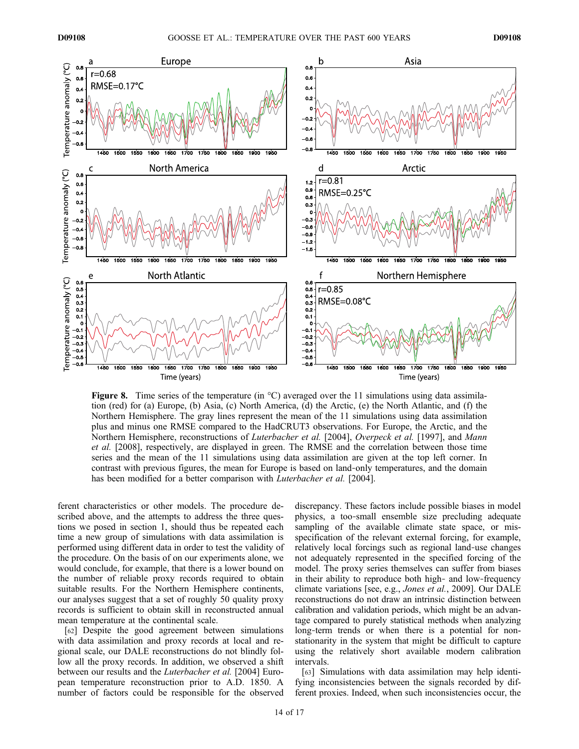a Europe

Temperature anomaly (°C)

r=0.68
RMSE=0.17°C

b Asia

c North America

d Arctic

r=0.81
RMSE=0.25°C

e North Atlantic

f Northern Hemisphere

r=0.85
RMSE=0.08°C

Time (years)

**Figure 8.** Time series of the temperature (in °C) averaged over the 11 simulations using data assimilation (red) for (a) Europe, (b) Asia, (c) North America, (d) the Arctic, (e) the North Atlantic, and (f) the Northern Hemisphere. The gray lines represent the mean of the 11 simulations using data assimilation plus and minus one RMSE compared to the HadCRUT3 observations. For Europe, the Arctic, and the Northern Hemisphere, reconstructions of *Luterbacher et al.* [2004], *Overpeck et al.* [1997], and *Mann et al.* [2008], respectively, are displayed in green. The RMSE and the correlation between those time series and the mean of the 11 simulations using data assimilation are given at the top left corner. In contrast with previous figures, the mean for Europe is based on land-only temperatures, and the domain has been modified for a better comparison with *Luterbacher et al.* [2004].

ferent characteristics or other models. The procedure described above, and the attempts to address the three questions we posed in section 1, should thus be repeated each time a new group of simulations with data assimilation is performed using different data in order to test the validity of the procedure. On the basis of on our experiments alone, we would conclude, for example, that there is a lower bound on the number of reliable proxy records required to obtain suitable results. For the Northern Hemisphere continents, our analyses suggest that a set of roughly 50 quality proxy records is sufficient to obtain skill in reconstructed annual mean temperature at the continental scale.

[62] Despite the good agreement between simulations with data assimilation and proxy records at local and regional scale, our DALE reconstructions do not blindly follow all the proxy records. In addition, we observed a shift between our results and the *Luterbacher et al.* [2004] European temperature reconstruction prior to A.D. 1850. A number of factors could be responsible for the observed discrepancy. These factors include possible biases in model physics, a too-small ensemble size precluding adequate sampling of the available climate state space, or misspecification of the relevant external forcing, for example, relatively local forcings such as regional land-use changes not adequately represented in the specified forcing of the model. The proxy series themselves can suffer from biases in their ability to reproduce both high- and low-frequency climate variations [see, e.g., *Jones et al.*, 2009]. Our DALE reconstructions do not draw an intrinsic distinction between calibration and validation periods, which might be an advantage compared to purely statistical methods when analyzing long-term trends or when there is a potential for nonstationarity in the system that might be difficult to capture using the relatively short available modern calibration intervals.

[63] Simulations with data assimilation may help identifying inconsistencies between the signals recorded by different proxies. Indeed, when such inconsistencies occur, the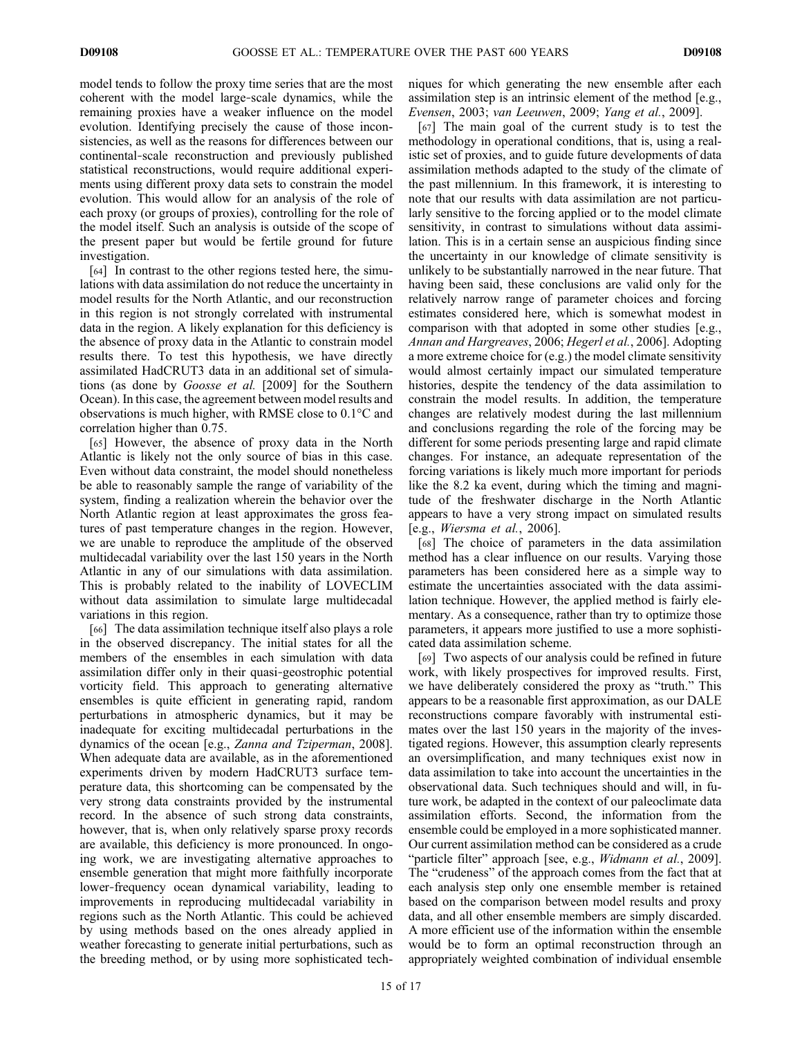model tends to follow the proxy time series that are the most coherent with the model large-scale dynamics, while the remaining proxies have a weaker influence on the model evolution. Identifying precisely the cause of those inconsistencies, as well as the reasons for differences between our continental-scale reconstruction and previously published statistical reconstructions, would require additional experiments using different proxy data sets to constrain the model evolution. This would allow for an analysis of the role of each proxy (or groups of proxies), controlling for the role of the model itself. Such an analysis is outside of the scope of the present paper but would be fertile ground for future investigation.

[64] In contrast to the other regions tested here, the simulations with data assimilation do not reduce the uncertainty in model results for the North Atlantic, and our reconstruction in this region is not strongly correlated with instrumental data in the region. A likely explanation for this deficiency is the absence of proxy data in the Atlantic to constrain model results there. To test this hypothesis, we have directly assimilated HadCRUT3 data in an additional set of simulations (as done by *Goosse et al.* [2009] for the Southern Ocean). In this case, the agreement between model results and observations is much higher, with RMSE close to 0.1°C and correlation higher than 0.75.

[65] However, the absence of proxy data in the North Atlantic is likely not the only source of bias in this case. Even without data constraint, the model should nonetheless be able to reasonably sample the range of variability of the system, finding a realization wherein the behavior over the North Atlantic region at least approximates the gross features of past temperature changes in the region. However, we are unable to reproduce the amplitude of the observed multidecadal variability over the last 150 years in the North Atlantic in any of our simulations with data assimilation. This is probably related to the inability of LOVECLIM without data assimilation to simulate large multidecadal variations in this region.

[66] The data assimilation technique itself also plays a role in the observed discrepancy. The initial states for all the members of the ensembles in each simulation with data assimilation differ only in their quasi-geostrophic potential vorticity field. This approach to generating alternative ensembles is quite efficient in generating rapid, random perturbations in atmospheric dynamics, but it may be inadequate for exciting multidecadal perturbations in the dynamics of the ocean [e.g., *Zanna and Tziperman*, 2008]. When adequate data are available, as in the aforementioned experiments driven by modern HadCRUT3 surface temperature data, this shortcoming can be compensated by the very strong data constraints provided by the instrumental record. In the absence of such strong data constraints, however, that is, when only relatively sparse proxy records are available, this deficiency is more pronounced. In ongoing work, we are investigating alternative approaches to ensemble generation that might more faithfully incorporate lower-frequency ocean dynamical variability, leading to improvements in reproducing multidecadal variability in regions such as the North Atlantic. This could be achieved by using methods based on the ones already applied in weather forecasting to generate initial perturbations, such as the breeding method, or by using more sophisticated techniques for which generating the new ensemble after each assimilation step is an intrinsic element of the method [e.g., *Evensen*, 2003; *van Leeuwen*, 2009; *Yang et al.*, 2009].

[67] The main goal of the current study is to test the methodology in operational conditions, that is, using a realistic set of proxies, and to guide future developments of data assimilation methods adapted to the study of the climate of the past millennium. In this framework, it is interesting to note that our results with data assimilation are not particularly sensitive to the forcing applied or to the model climate sensitivity, in contrast to simulations without data assimilation. This is in a certain sense an auspicious finding since the uncertainty in our knowledge of climate sensitivity is unlikely to be substantially narrowed in the near future. That having been said, these conclusions are valid only for the relatively narrow range of parameter choices and forcing estimates considered here, which is somewhat modest in comparison with that adopted in some other studies [e.g., *Annan and Hargreaves*, 2006; *Hegerl et al.*, 2006]. Adopting a more extreme choice for (e.g.) the model climate sensitivity would almost certainly impact our simulated temperature histories, despite the tendency of the data assimilation to constrain the model results. In addition, the temperature changes are relatively modest during the last millennium and conclusions regarding the role of the forcing may be different for some periods presenting large and rapid climate changes. For instance, an adequate representation of the forcing variations is likely much more important for periods like the 8.2 ka event, during which the timing and magnitude of the freshwater discharge in the North Atlantic appears to have a very strong impact on simulated results [e.g., *Wiersma et al.*, 2006].

[68] The choice of parameters in the data assimilation method has a clear influence on our results. Varying those parameters has been considered here as a simple way to estimate the uncertainties associated with the data assimilation technique. However, the applied method is fairly elementary. As a consequence, rather than try to optimize those parameters, it appears more justified to use a more sophisticated data assimilation scheme.

[69] Two aspects of our analysis could be refined in future work, with likely prospectives for improved results. First, we have deliberately considered the proxy as "truth." This appears to be a reasonable first approximation, as our DALE reconstructions compare favorably with instrumental estimates over the last 150 years in the majority of the investigated regions. However, this assumption clearly represents an oversimplification, and many techniques exist now in data assimilation to take into account the uncertainties in the observational data. Such techniques should and will, in future work, be adapted in the context of our paleoclimate data assimilation efforts. Second, the information from the ensemble could be employed in a more sophisticated manner. Our current assimilation method can be considered as a crude "particle filter" approach [see, e.g., *Widmann et al.*, 2009]. The "crudeness" of the approach comes from the fact that at each analysis step only one ensemble member is retained based on the comparison between model results and proxy data, and all other ensemble members are simply discarded. A more efficient use of the information within the ensemble would be to form an optimal reconstruction through an appropriately weighted combination of individual ensemble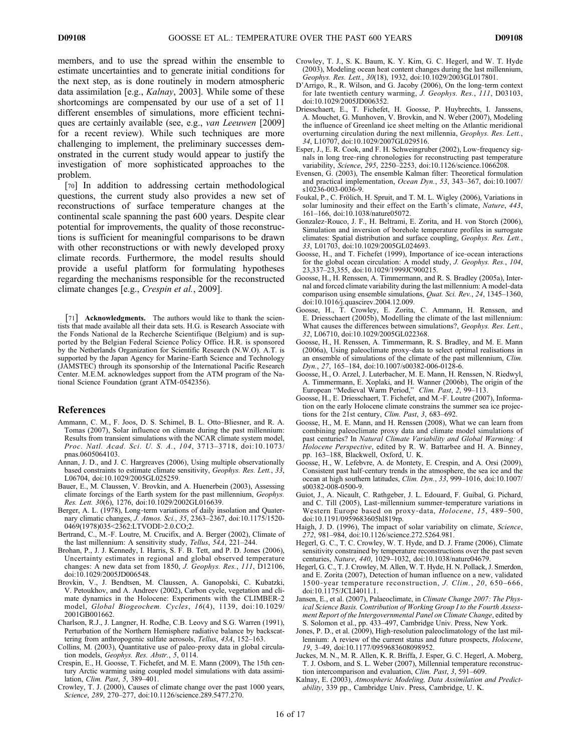members, and to use the spread within the ensemble to estimate uncertainties and to generate initial conditions for the next step, as is done routinely in modern atmospheric data assimilation [e.g., *Kalnay*, 2003]. While some of these shortcomings are compensated by our use of a set of 11 different ensembles of simulations, more efficient techniques are certainly available (see, e.g., *van Leeuwen* [2009] for a recent review). While such techniques are more challenging to implement, the preliminary successes demonstrated in the current study would appear to justify the investigation of more sophisticated approaches to the problem.

[70] In addition to addressing certain methodological questions, the current study also provides a new set of reconstructions of surface temperature changes at the continental scale spanning the past 600 years. Despite clear potential for improvements, the quality of those reconstructions is sufficient for meaningful comparisons to be drawn with other reconstructions or with newly developed proxy climate records. Furthermore, the model results should provide a useful platform for formulating hypotheses regarding the mechanisms responsible for the reconstructed climate changes [e.g., *Crespin et al.*, 2009].

[71] **Acknowledgments.** The authors would like to thank the scientists that made available all their data sets. H.G. is Research Associate with the Fonds National de la Recherche Scientifique (Belgium) and is supported by the Belgian Federal Science Policy Office. H.R. is sponsored by the Netherlands Organization for Scientific Research (N.W.O). A.T. is supported by the Japan Agency for Marine-Earth Science and Technology (JAMSTEC) through its sponsorship of the International Pacific Research Center. M.E.M. acknowledges support from the ATM program of the National Science Foundation (grant ATM-0542356).

## References

Ammann, C. M., F. Joos, D. S. Schimel, B. L. Otto-Bliesner, and R. A. Tomas (2007), Solar influence on climate during the past millennium: Results from transient simulations with the NCAR climate system model, *Proc. Natl. Acad. Sci. U. S. A.*, *104*, 3713–3718, doi:10.1073/pnas.0605064103.

Annan, J. D., and J. C. Hargreaves (2006), Using multiple observationally based constraints to estimate climate sensitivity, *Geophys. Res. Lett.*, *33*, L06704, doi:10.1029/2005GL025259.

Bauer, E., M. Claussen, V. Brovkin, and A. Huenerbein (2003), Assessing climate forcings of the Earth system for the past millennium, *Geophys. Res. Lett. 30*(6), 1276, doi:10.1029/2002GL016639.

Berger, A. L. (1978), Long-term variations of daily insolation and Quaternary climatic changes, *J. Atmos. Sci.*, *35*, 2363–2367, doi:10.1175/1520-0469(1978)035<2362:LTVODI>2.0.CO;2.

Bertrand, C., M.-F. Loutre, M. Crucifix, and A. Berger (2002), Climate of the last millennium: A sensitivity study, *Tellus*, *54A*, 221–244.

Brohan, P., J. J. Kennedy, I. Harris, S. F. B. Tett, and P. D. Jones (2006), Uncertainty estimates in regional and global observed temperature changes: A new data set from 1850, *J. Geophys. Res.*, *111*, D12106, doi:10.1029/2005JD006548.

Brovkin, V., J. Bendtsen, M. Claussen, A. Ganopolski, C. Kubatzki, V. Petoukhov, and A. Andreev (2002), Carbon cycle, vegetation and climate dynamics in the Holocene: Experiments with the CLIMBER-2 model, *Global Biogeochem. Cycles*, *16*(4), 1139, doi:10.1029/2001GB001662.

Charlson, R.J., J. Langner, H. Rodhe, C.B. Leovy and S.G. Warren (1991), Perturbation of the Northern Hemisphere radiative balance by backscattering from anthropogenic sulfate aerosols, *Tellus*, *43A*, 152–163.

Collins, M. (2003), Quantitative use of paleo-proxy data in global circulation models, *Geophys. Res. Abstr.*, *5*, 0114.

Crespin, E., H. Goosse, T. Fichefet, and M. E. Mann (2009), The 15th century Arctic warming using coupled model simulations with data assimilation, *Clim. Past*, *5*, 389–401.

Crowley, T. J. (2000), Causes of climate change over the past 1000 years, *Science*, *289*, 270–277, doi:10.1126/science.289.5477.270.

Crowley, T. J., S. K. Baum, K. Y. Kim, G. C. Hegerl, and W. T. Hyde (2003), Modeling ocean heat content changes during the last millennium, *Geophys. Res. Lett.*, *30*(18), 1932, doi:10.1029/2003GL017801.

D'Arrigo, R., R. Wilson, and G. Jacoby (2006), On the long-term context for late twentieth century warming, *J. Geophys. Res.*, *111*, D03103, doi:10.1029/2005JD006352.

Driesschaert, E., T. Fichefet, H. Goosse, P. Huybrechts, I. Janssens, A. Mouchet, G. Munhoven, V. Brovkin, and N. Weber (2007), Modeling the influence of Greenland ice sheet melting on the Atlantic meridional overturning circulation during the next millennia, *Geophys. Res. Lett.*, *34*, L10707, doi:10.1029/2007GL029516.

Esper, J., E. R. Cook, and F. H. Schweingruber (2002), Low-frequency signals in long tree-ring chronologies for reconstructing past temperature variability, *Science*, *295*, 2250–2253, doi:10.1126/science.1066208.

Evensen, G. (2003), The ensemble Kalman filter: Theoretical formulation and practical implementation, *Ocean Dyn.*, *53*, 343–367, doi:10.1007/s10236-003-0036-9.

Foukal, P., C. Frölich, H. Spruit, and T. M. L. Wigley (2006), Variations in solar luminosity and their effect on the Earth's climate, *Nature*, *443*, 161–166, doi:10.1038/nature05072.

Gonzalez-Rouco, J. F., H. Beltrami, E. Zorita, and H. von Storch (2006), Simulation and inversion of borehole temperature profiles in surrogate climates: Spatial distribution and surface coupling, *Geophys. Res. Lett.*, *33*, L01703, doi:10.1029/2005GL024693.

Goosse, H., and T. Fichefet (1999), Importance of ice-ocean interactions for the global ocean circulation: A model study, *J. Geophys. Res.*, *104*, 23,337–23,355, doi:10.1029/1999JC900215.

Goosse, H., H. Renssen, A. Timmermann, and R. S. Bradley (2005a), Internal and forced climate variability during the last millennium: A model-data comparison using ensemble simulations, *Quat. Sci. Rev.*, *24*, 1345–1360, doi:10.1016/j.quascirev.2004.12.009.

Goosse, H., T. Crowley, E. Zorita, C. Ammann, H. Renssen, and E. Driesschaert (2005b), Modelling the climate of the last millennium: What causes the differences between simulations?, *Geophys. Res. Lett.*, *32*, L06710, doi:10.1029/2005GL022368.

Goosse, H., H. Renssen, A. Timmermann, R. S. Bradley, and M. E. Mann (2006a), Using paleoclimate proxy-data to select optimal realisations in an ensemble of simulations of the climate of the past millennium, *Clim. Dyn.*, *27*, 165–184, doi:10.1007/s00382-006-0128-6.

Goosse, H., O. Arzel, J. Luterbacher, M. E. Mann, H. Renssen, N. Riedwyl, A. Timmermann, E. Xoplaki, and H. Wanner (2006b), The origin of the European "Medieval Warm Period," *Clim. Past*, *2*, 99–113.

Goosse, H., E. Driesschaert, T. Fichefet, and M.-F. Loutre (2007), Information on the early Holocene climate constrains the summer sea ice projections for the 21st century, *Clim. Past*, *3*, 683–692.

Goosse, H., M. E. Mann, and H. Renssen (2008), What we can learn from combining paleoclimate proxy data and climate model simulations of past centuries? In *Natural Climate Variability and Global Warming: A Holocene Perspective*, edited by R. W. Battarbee and H. A. Binney, pp. 163–188, Blackwell, Oxford, U. K.

Goosse, H., W. Lefebvre, A. de Montety, E. Crespin, and A. Orsi (2009), Consistent past half-century trends in the atmosphere, the sea ice and the ocean at high southern latitudes, *Clim. Dyn.*, *33*, 999–1016, doi:10.1007/s00382-008-0500-9.

Guiot, J., A. Nicault, C. Rathgeber, J. L. Edouard, F. Guibal, G. Pichard, and C. Till (2005), Last-millennium summer-temperature variations in Western Europe based on proxy-data, *Holocene*, *15*, 489–500, doi:10.1191/0959683605hl819rp.

Haigh, J. D. (1996), The impact of solar variability on climate, *Science*, *272*, 981–984, doi:10.1126/science.272.5264.981.

Hegerl, G. C., T. C. Crowley, W. T. Hyde, and D. J. Frame (2006), Climate sensitivity constrained by temperature reconstructions over the past seven centuries, *Nature*, *440*, 1029–1032, doi:10.1038/nature04679.

Hegerl, G. C., T. J. Crowley, M. Allen, W. T. Hyde, H. N. Pollack, J. Smerdon, and E. Zorita (2007), Detection of human influence on a new, validated 1500-year temperature reconstruction, *J. Clim.*, *20*, 650–666, doi:10.1175/JCLI4011.1.

Jansen, E., et al. (2007), Palaeoclimate, in *Climate Change 2007: The Physical Science Basis. Contribution of Working Group I to the Fourth Assessment Report of the Intergovernmental Panel on Climate Change*, edited by S. Solomon et al., pp. 433–497, Cambridge Univ. Press, New York.

Jones, P. D., et al. (2009), High-resolution palaeoclimatology of the last millennium: A review of the current status and future prospects, *Holocene*, *19*, 3–49, doi:10.1177/0959683608098952.

Juckes, M. N., M. R. Allen, K. R. Briffa, J. Esper, G. C. Hegerl, A. Moberg, T. J. Osborn, and S. L. Weber (2007), Millennial temperature reconstruction intercomparison and evaluation, *Clim. Past*, *3*, 591–609.

Kalnay, E. (2003), *Atmospheric Modeling, Data Assimilation and Predictability*, 339 pp., Cambridge Univ. Press, Cambridge, U. K.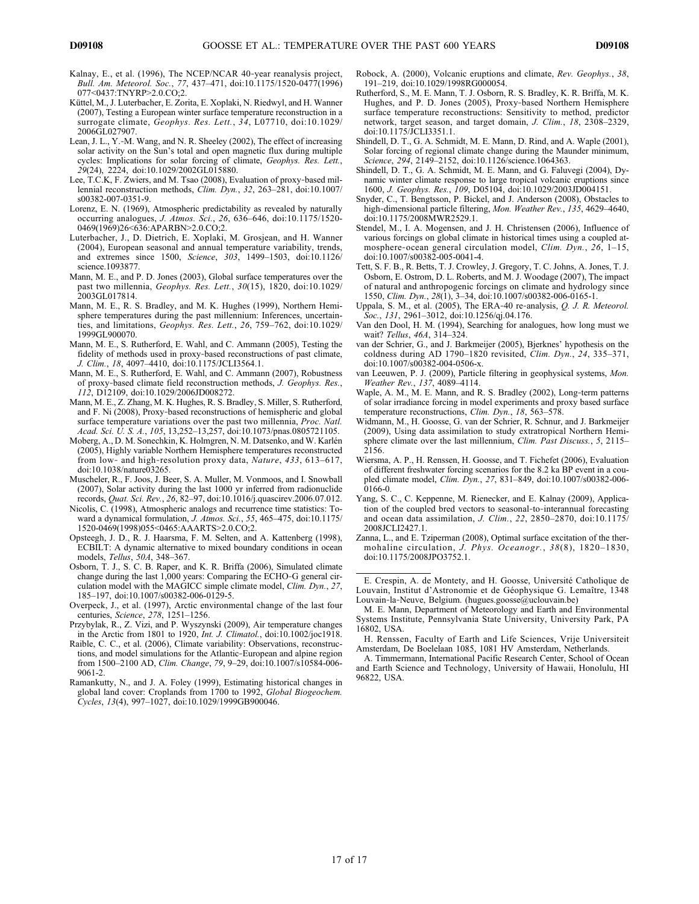Kalnay, E., et al. (1996), The NCEP/NCAR 40-year reanalysis project, *Bull. Am. Meteorol. Soc.*, *77*, 437–471, doi:10.1175/1520-0477(1996)077<0437:TNYRP>2.0.CO;2.

Küttel, M., J. Luterbacher, E. Zorita, E. Xoplaki, N. Riedwyl, and H. Wanner (2007), Testing a European winter surface temperature reconstruction in a surrogate climate, *Geophys. Res. Lett.*, *34*, L07710, doi:10.1029/2006GL027907.

Lean, J. L., Y.-M. Wang, and N. R. Sheeley (2002), The effect of increasing solar activity on the Sun's total and open magnetic flux during multiple cycles: Implications for solar forcing of climate, *Geophys. Res. Lett.*, *29*(24), 2224, doi:10.1029/2002GL015880.

Lee, T.C.K, F. Zwiers, and M. Tsao (2008), Evaluation of proxy-based millennial reconstruction methods, *Clim. Dyn.*, *32*, 263–281, doi:10.1007/s00382-007-0351-9.

Lorenz, E. N. (1969), Atmospheric predictability as revealed by naturally occurring analogues, *J. Atmos. Sci.*, *26*, 636–646, doi:10.1175/1520-0469(1969)26<636:APARBN>2.0.CO;2.

Luterbacher, J., D. Dietrich, E. Xoplaki, M. Grosjean, and H. Wanner (2004), European seasonal and annual temperature variability, trends, and extremes since 1500, *Science*, *303*, 1499–1503, doi:10.1126/science.1093877.

Mann, M. E., and P. D. Jones (2003), Global surface temperatures over the past two millennia, *Geophys. Res. Lett.*, *30*(15), 1820, doi:10.1029/2003GL017814.

Mann, M. E., R. S. Bradley, and M. K. Hughes (1999), Northern Hemisphere temperatures during the past millennium: Inferences, uncertainties, and limitations, *Geophys. Res. Lett.*, *26*, 759–762, doi:10.1029/1999GL900070.

Mann, M. E., S. Rutherford, E. Wahl, and C. Ammann (2005), Testing the fidelity of methods used in proxy-based reconstructions of past climate, *J. Clim.*, *18*, 4097–4410, doi:10.1175/JCLI3564.1.

Mann, M. E., S. Rutherford, E. Wahl, and C. Ammann (2007), Robustness of proxy-based climate field reconstruction methods, *J. Geophys. Res.*, *112*, D12109, doi:10.1029/2006JD008272.

Mann, M. E., Z. Zhang, M. K. Hughes, R. S. Bradley, S. Miller, S. Rutherford, and F. Ni (2008), Proxy-based reconstructions of hemispheric and global surface temperature variations over the past two millennia, *Proc. Natl. Acad. Sci. U. S. A.*, *105*, 13,252–13,257, doi:10.1073/pnas.0805721105.

Moberg, A., D. M. Sonechkin, K. Holmgren, N. M. Datsenko, and W. Karlén (2005), Highly variable Northern Hemisphere temperatures reconstructed from low- and high-resolution proxy data, *Nature*, *433*, 613–617, doi:10.1038/nature03265.

Muscheler, R., F. Joos, J. Beer, S. A. Muller, M. Vonmoos, and I. Snowball (2007), Solar activity during the last 1000 yr inferred from radionuclide records, *Quat. Sci. Rev.*, *26*, 82–97, doi:10.1016/j.quascirev.2006.07.012.

Nicolis, C. (1998), Atmospheric analogs and recurrence time statistics: Toward a dynamical formulation, *J. Atmos. Sci.*, *55*, 465–475, doi:10.1175/1520-0469(1998)055<0465:AAARTS>2.0.CO;2.

Opsteegh, J. D., R. J. Haarsma, F. M. Selten, and A. Kattenberg (1998), ECBILT: A dynamic alternative to mixed boundary conditions in ocean models, *Tellus*, *50A*, 348–367.

Osborn, T. J., S. C. B. Raper, and K. R. Briffa (2006), Simulated climate change during the last 1,000 years: Comparing the ECHO-G general circulation model with the MAGICC simple climate model, *Clim. Dyn.*, *27*, 185–197, doi:10.1007/s00382-006-0129-5.

Overpeck, J., et al. (1997), Arctic environmental change of the last four centuries, *Science*, *278*, 1251–1256.

Przybylak, R., Z. Vizi, and P. Wyszynski (2009), Air temperature changes in the Arctic from 1801 to 1920, *Int. J. Climatol.*, doi:10.1002/joc1918.

Raible, C. C., et al. (2006), Climate variability: Observations, reconstructions, and model simulations for the Atlantic-European and alpine region from 1500–2100 AD, *Clim. Change*, *79*, 9–29, doi:10.1007/s10584-006-9061-2.

Ramankutty, N., and J. A. Foley (1999), Estimating historical changes in global land cover: Croplands from 1700 to 1992, *Global Biogeochem. Cycles*, *13*(4), 997–1027, doi:10.1029/1999GB900046.

Robock, A. (2000), Volcanic eruptions and climate, *Rev. Geophys.*, *38*, 191–219, doi:10.1029/1998RG000054.

Rutherford, S., M. E. Mann, T. J. Osborn, R. S. Bradley, K. R. Briffa, M. K. Hughes, and P. D. Jones (2005), Proxy-based Northern Hemisphere surface temperature reconstructions: Sensitivity to method, predictor network, target season, and target domain, *J. Clim.*, *18*, 2308–2329, doi:10.1175/JCLI3351.1.

Shindell, D. T., G. A. Schmidt, M. E. Mann, D. Rind, and A. Waple (2001), Solar forcing of regional climate change during the Maunder minimum, *Science*, *294*, 2149–2152, doi:10.1126/science.1064363.

Shindell, D. T., G. A. Schmidt, M. E. Mann, and G. Faluvegi (2004), Dynamic winter climate response to large tropical volcanic eruptions since 1600, *J. Geophys. Res.*, *109*, D05104, doi:10.1029/2003JD004151.

Snyder, C., T. Bengtsson, P. Bickel, and J. Anderson (2008), Obstacles to high-dimensional particle filtering, *Mon. Weather Rev.*, *135*, 4629–4640, doi:10.1175/2008MWR2529.1.

Stendel, M., I. A. Mogensen, and J. H. Christensen (2006), Influence of various forcings on global climate in historical times using a coupled atmosphere-ocean general circulation model, *Clim. Dyn.*, *26*, 1–15, doi:10.1007/s00382-005-0041-4.

Tett, S. F. B., R. Betts, T. J. Crowley, J. Gregory, T. C. Johns, A. Jones, T. J. Osborn, E. Ostrom, D. L. Roberts, and M. J. Woodage (2007), The impact of natural and anthropogenic forcings on climate and hydrology since 1550, *Clim. Dyn.*, *28*(1), 3–34, doi:10.1007/s00382-006-0165-1.

Uppala, S. M., et al. (2005), The ERA-40 re-analysis, *Q. J. R. Meteorol. Soc.*, *131*, 2961–3012, doi:10.1256/qj.04.176.

Van den Dool, H. M. (1994), Searching for analogues, how long must we wait? *Tellus*, *46A*, 314–324.

van der Schrier, G., and J. Barkmeijer (2005), Bjerknes' hypothesis on the coldness during AD 1790–1820 revisited, *Clim. Dyn.*, *24*, 335–371, doi:10.1007/s00382-004-0506-x.

van Leeuwen, P. J. (2009), Particle filtering in geophysical systems, *Mon. Weather Rev.*, *137*, 4089–4114.

Waple, A. M., M. E. Mann, and R. S. Bradley (2002), Long-term patterns of solar irradiance forcing in model experiments and proxy based surface temperature reconstructions, *Clim. Dyn.*, *18*, 563–578.

Widmann, M., H. Goosse, G. van der Schrier, R. Schnur, and J. Barkmeijer (2009), Using data assimilation to study extratropical Northern Hemisphere climate over the last millennium, *Clim. Past Discuss.*, *5*, 2115–2156.

Wiersma, A. P., H. Renssen, H. Goosse, and T. Fichefet (2006), Evaluation of different freshwater forcing scenarios for the 8.2 ka BP event in a coupled climate model, *Clim. Dyn.*, *27*, 831–849, doi:10.1007/s00382-006-0166-0.

Yang, S. C., C. Keppenne, M. Rienecker, and E. Kalnay (2009), Application of the coupled bred vectors to seasonal-to-interannual forecasting and ocean data assimilation, *J. Clim.*, *22*, 2850–2870, doi:10.1175/2008JCLI2427.1.

Zanna, L., and E. Tziperman (2008), Optimal surface excitation of the thermohaline circulation, *J. Phys. Oceanogr.*, *38*(8), 1820–1830, doi:10.1175/2008JPO3752.1.

---

E. Crespin, A. de Montety, and H. Goosse, Université Catholique de Louvain, Institut d'Astronomie et de Géophysique G. Lemaître, 1348 Louvain-la-Neuve, Belgium. (hugues.goosse@uclouvain.be)

M. E. Mann, Department of Meteorology and Earth and Environmental Systems Institute, Pennsylvania State University, University Park, PA 16802, USA.

H. Renssen, Faculty of Earth and Life Sciences, Vrije Universiteit Amsterdam, De Boelelaan 1085, 1081 HV Amsterdam, Netherlands.

A. Timmermann, International Pacific Research Center, School of Ocean and Earth Science and Technology, University of Hawaii, Honolulu, HI 96822, USA.